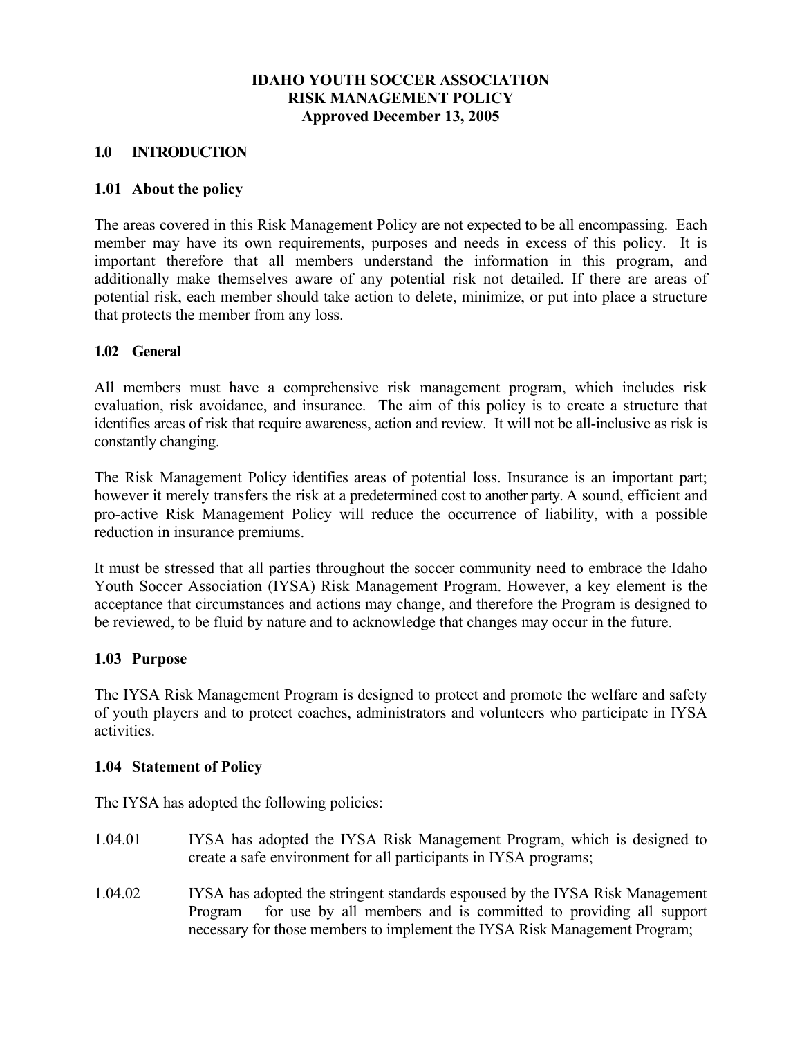# IDAHO YOUTH SOCCER ASSOCIATION
# RISK MANAGEMENT POLICY
**Approved December 13, 2005**

## 1.0 INTRODUCTION

### 1.01 About the policy

The areas covered in this Risk Management Policy are not expected to be all encompassing. Each member may have its own requirements, purposes and needs in excess of this policy. It is important therefore that all members understand the information in this program, and additionally make themselves aware of any potential risk not detailed. If there are areas of potential risk, each member should take action to delete, minimize, or put into place a structure that protects the member from any loss.

### 1.02 General

All members must have a comprehensive risk management program, which includes risk evaluation, risk avoidance, and insurance. The aim of this policy is to create a structure that identifies areas of risk that require awareness, action and review. It will not be all-inclusive as risk is constantly changing.

The Risk Management Policy identifies areas of potential loss. Insurance is an important part; however it merely transfers the risk at a predetermined cost to another party. A sound, efficient and pro-active Risk Management Policy will reduce the occurrence of liability, with a possible reduction in insurance premiums.

It must be stressed that all parties throughout the soccer community need to embrace the Idaho Youth Soccer Association (IYSA) Risk Management Program. However, a key element is the acceptance that circumstances and actions may change, and therefore the Program is designed to be reviewed, to be fluid by nature and to acknowledge that changes may occur in the future.

### 1.03 Purpose

The IYSA Risk Management Program is designed to protect and promote the welfare and safety of youth players and to protect coaches, administrators and volunteers who participate in IYSA activities.

### 1.04 Statement of Policy

The IYSA has adopted the following policies:

1.04.01 IYSA has adopted the IYSA Risk Management Program, which is designed to create a safe environment for all participants in IYSA programs;

1.04.02 IYSA has adopted the stringent standards espoused by the IYSA Risk Management Program for use by all members and is committed to providing all support necessary for those members to implement the IYSA Risk Management Program;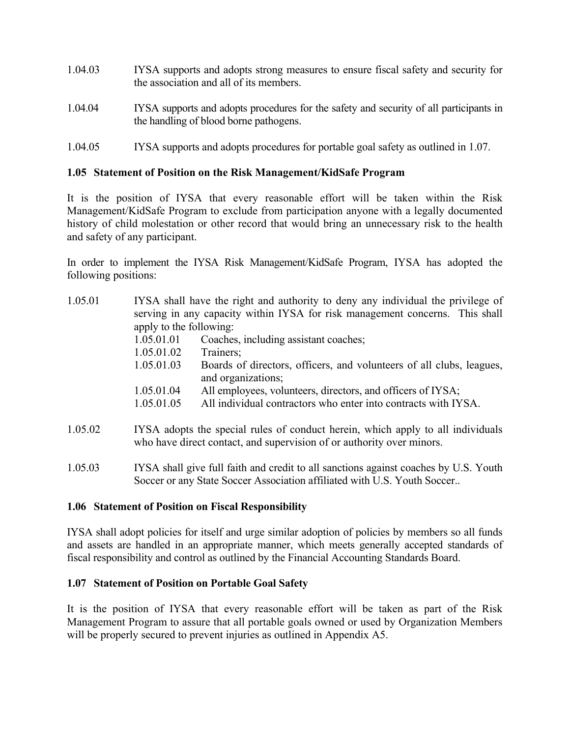1.04.03 IYSA supports and adopts strong measures to ensure fiscal safety and security for the association and all of its members.

1.04.04 IYSA supports and adopts procedures for the safety and security of all participants in the handling of blood borne pathogens.

1.04.05 IYSA supports and adopts procedures for portable goal safety as outlined in 1.07.

### 1.05 Statement of Position on the Risk Management/KidSafe Program

It is the position of IYSA that every reasonable effort will be taken within the Risk Management/KidSafe Program to exclude from participation anyone with a legally documented history of child molestation or other record that would bring an unnecessary risk to the health and safety of any participant.

In order to implement the IYSA Risk Management/KidSafe Program, IYSA has adopted the following positions:

1.05.01 IYSA shall have the right and authority to deny any individual the privilege of serving in any capacity within IYSA for risk management concerns. This shall apply to the following:

- 1.05.01.01 Coaches, including assistant coaches;
- 1.05.01.02 Trainers;
- 1.05.01.03 Boards of directors, officers, and volunteers of all clubs, leagues, and organizations;
- 1.05.01.04 All employees, volunteers, directors, and officers of IYSA;
- 1.05.01.05 All individual contractors who enter into contracts with IYSA.

1.05.02 IYSA adopts the special rules of conduct herein, which apply to all individuals who have direct contact, and supervision of or authority over minors.

1.05.03 IYSA shall give full faith and credit to all sanctions against coaches by U.S. Youth Soccer or any State Soccer Association affiliated with U.S. Youth Soccer..

### 1.06 Statement of Position on Fiscal Responsibility

IYSA shall adopt policies for itself and urge similar adoption of policies by members so all funds and assets are handled in an appropriate manner, which meets generally accepted standards of fiscal responsibility and control as outlined by the Financial Accounting Standards Board.

### 1.07 Statement of Position on Portable Goal Safety

It is the position of IYSA that every reasonable effort will be taken as part of the Risk Management Program to assure that all portable goals owned or used by Organization Members will be properly secured to prevent injuries as outlined in Appendix A5.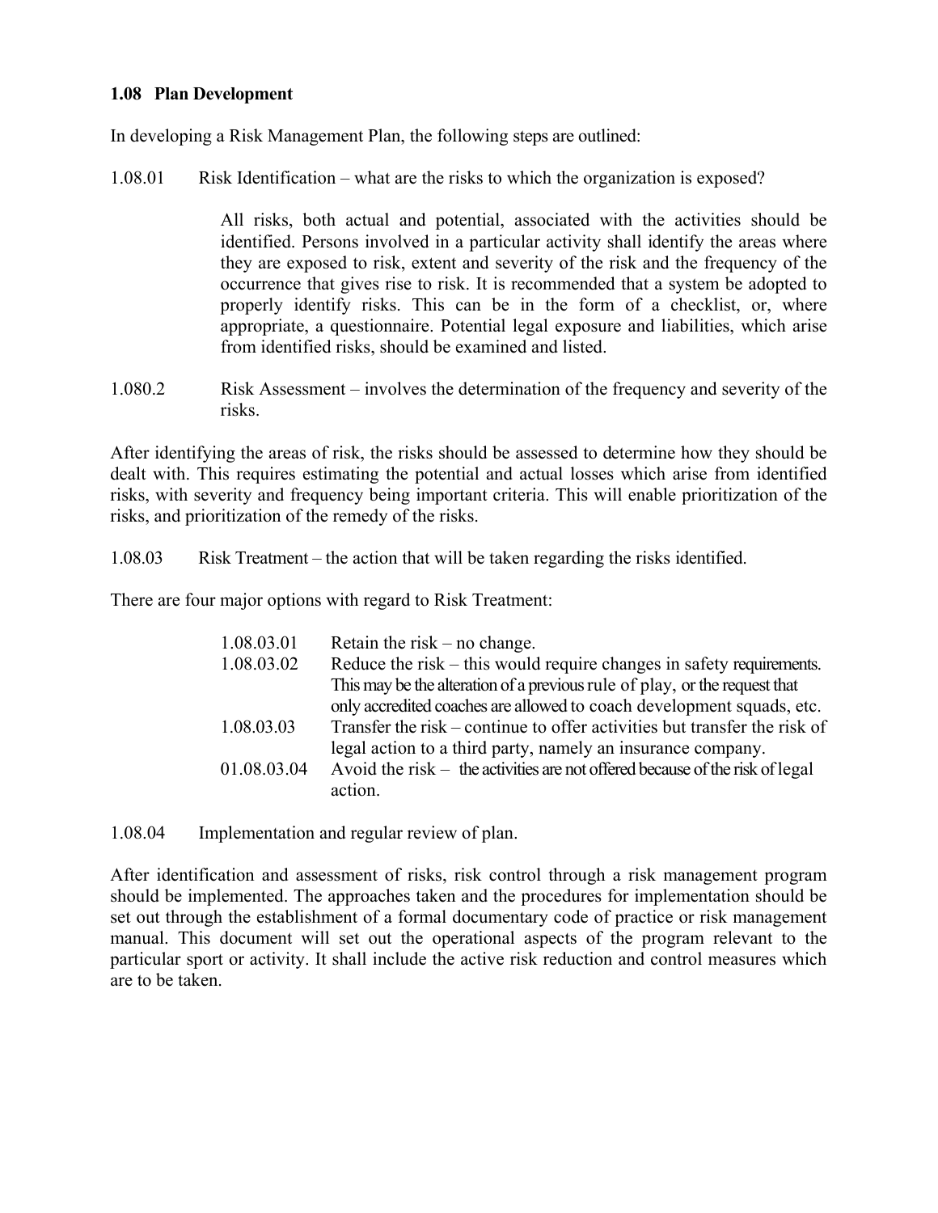**1.08 Plan Development**

In developing a Risk Management Plan, the following steps are outlined:

1.08.01 Risk Identification – what are the risks to which the organization is exposed?

All risks, both actual and potential, associated with the activities should be identified. Persons involved in a particular activity shall identify the areas where they are exposed to risk, extent and severity of the risk and the frequency of the occurrence that gives rise to risk. It is recommended that a system be adopted to properly identify risks. This can be in the form of a checklist, or, where appropriate, a questionnaire. Potential legal exposure and liabilities, which arise from identified risks, should be examined and listed.

1.080.2 Risk Assessment – involves the determination of the frequency and severity of the risks.

After identifying the areas of risk, the risks should be assessed to determine how they should be dealt with. This requires estimating the potential and actual losses which arise from identified risks, with severity and frequency being important criteria. This will enable prioritization of the risks, and prioritization of the remedy of the risks.

1.08.03 Risk Treatment – the action that will be taken regarding the risks identified.

There are four major options with regard to Risk Treatment:

- 1.08.03.01 Retain the risk – no change.
- 1.08.03.02 Reduce the risk – this would require changes in safety requirements. This may be the alteration of a previous rule of play, or the request that only accredited coaches are allowed to coach development squads, etc.
- 1.08.03.03 Transfer the risk – continue to offer activities but transfer the risk of legal action to a third party, namely an insurance company.
- 01.08.03.04 Avoid the risk – the activities are not offered because of the risk of legal action.

1.08.04 Implementation and regular review of plan.

After identification and assessment of risks, risk control through a risk management program should be implemented. The approaches taken and the procedures for implementation should be set out through the establishment of a formal documentary code of practice or risk management manual. This document will set out the operational aspects of the program relevant to the particular sport or activity. It shall include the active risk reduction and control measures which are to be taken.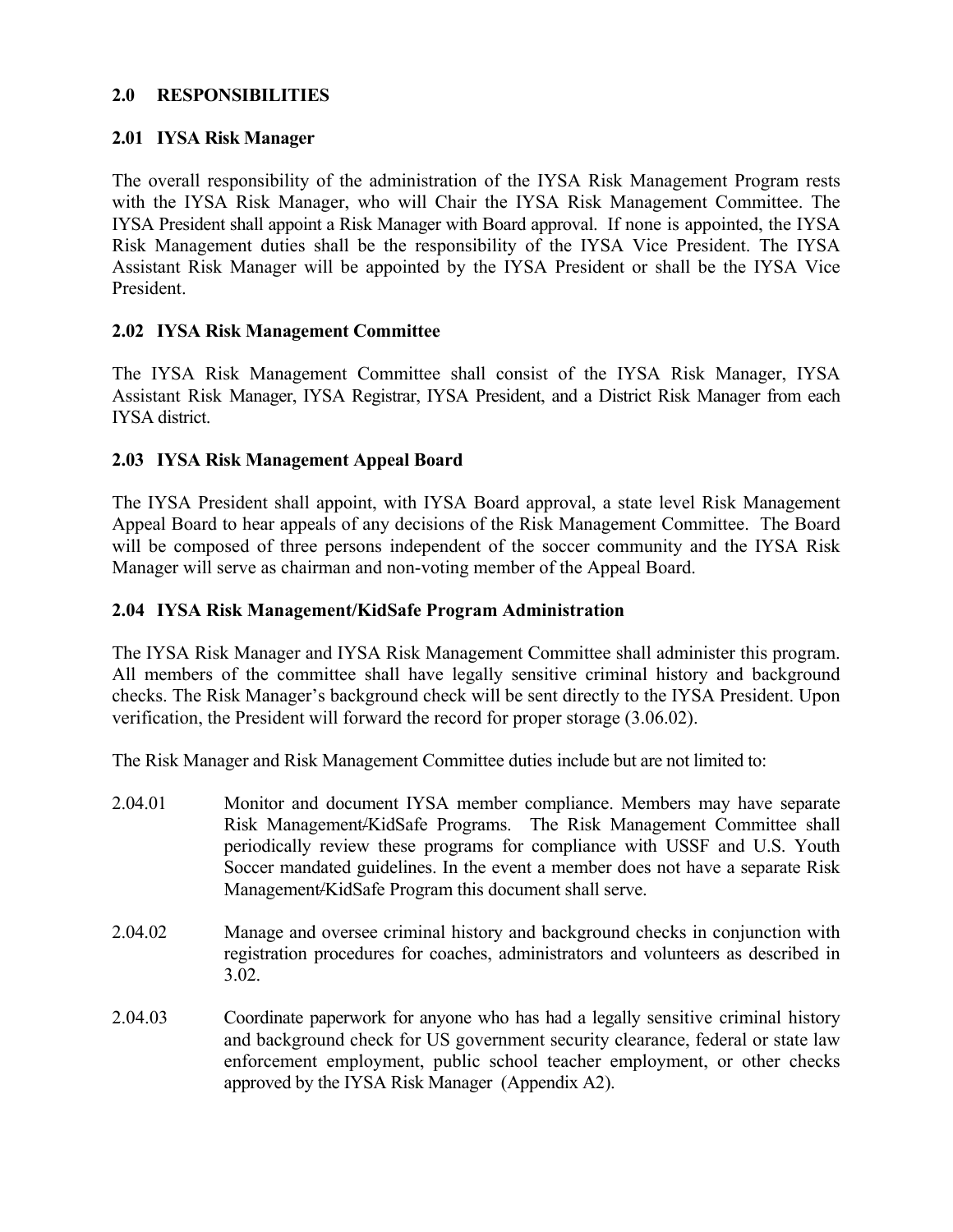## 2.0 RESPONSIBILITIES

### 2.01 IYSA Risk Manager

The overall responsibility of the administration of the IYSA Risk Management Program rests with the IYSA Risk Manager, who will Chair the IYSA Risk Management Committee. The IYSA President shall appoint a Risk Manager with Board approval. If none is appointed, the IYSA Risk Management duties shall be the responsibility of the IYSA Vice President. The IYSA Assistant Risk Manager will be appointed by the IYSA President or shall be the IYSA Vice President.

### 2.02 IYSA Risk Management Committee

The IYSA Risk Management Committee shall consist of the IYSA Risk Manager, IYSA Assistant Risk Manager, IYSA Registrar, IYSA President, and a District Risk Manager from each IYSA district.

### 2.03 IYSA Risk Management Appeal Board

The IYSA President shall appoint, with IYSA Board approval, a state level Risk Management Appeal Board to hear appeals of any decisions of the Risk Management Committee. The Board will be composed of three persons independent of the soccer community and the IYSA Risk Manager will serve as chairman and non-voting member of the Appeal Board.

### 2.04 IYSA Risk Management/KidSafe Program Administration

The IYSA Risk Manager and IYSA Risk Management Committee shall administer this program. All members of the committee shall have legally sensitive criminal history and background checks. The Risk Manager's background check will be sent directly to the IYSA President. Upon verification, the President will forward the record for proper storage (3.06.02).

The Risk Manager and Risk Management Committee duties include but are not limited to:

2.04.01 Monitor and document IYSA member compliance. Members may have separate Risk Management/KidSafe Programs. The Risk Management Committee shall periodically review these programs for compliance with USSF and U.S. Youth Soccer mandated guidelines. In the event a member does not have a separate Risk Management/KidSafe Program this document shall serve.

2.04.02 Manage and oversee criminal history and background checks in conjunction with registration procedures for coaches, administrators and volunteers as described in 3.02.

2.04.03 Coordinate paperwork for anyone who has had a legally sensitive criminal history and background check for US government security clearance, federal or state law enforcement employment, public school teacher employment, or other checks approved by the IYSA Risk Manager (Appendix A2).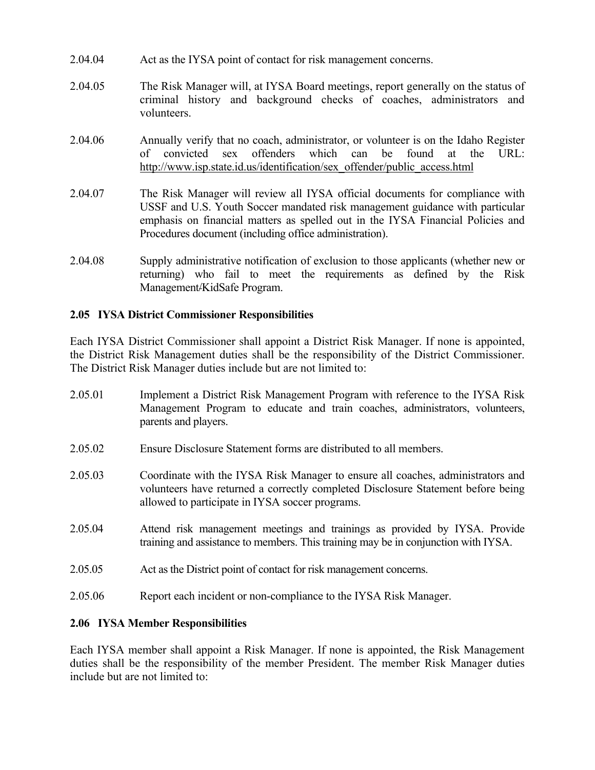2.04.04 Act as the IYSA point of contact for risk management concerns.

2.04.05 The Risk Manager will, at IYSA Board meetings, report generally on the status of criminal history and background checks of coaches, administrators and volunteers.

2.04.06 Annually verify that no coach, administrator, or volunteer is on the Idaho Register of convicted sex offenders which can be found at the URL: http://www.isp.state.id.us/identification/sex_offender/public_access.html

2.04.07 The Risk Manager will review all IYSA official documents for compliance with USSF and U.S. Youth Soccer mandated risk management guidance with particular emphasis on financial matters as spelled out in the IYSA Financial Policies and Procedures document (including office administration).

2.04.08 Supply administrative notification of exclusion to those applicants (whether new or returning) who fail to meet the requirements as defined by the Risk Management/KidSafe Program.

**2.05 IYSA District Commissioner Responsibilities**

Each IYSA District Commissioner shall appoint a District Risk Manager. If none is appointed, the District Risk Management duties shall be the responsibility of the District Commissioner. The District Risk Manager duties include but are not limited to:

2.05.01 Implement a District Risk Management Program with reference to the IYSA Risk Management Program to educate and train coaches, administrators, volunteers, parents and players.

2.05.02 Ensure Disclosure Statement forms are distributed to all members.

2.05.03 Coordinate with the IYSA Risk Manager to ensure all coaches, administrators and volunteers have returned a correctly completed Disclosure Statement before being allowed to participate in IYSA soccer programs.

2.05.04 Attend risk management meetings and trainings as provided by IYSA. Provide training and assistance to members. This training may be in conjunction with IYSA.

2.05.05 Act as the District point of contact for risk management concerns.

2.05.06 Report each incident or non-compliance to the IYSA Risk Manager.

**2.06 IYSA Member Responsibilities**

Each IYSA member shall appoint a Risk Manager. If none is appointed, the Risk Management duties shall be the responsibility of the member President. The member Risk Manager duties include but are not limited to: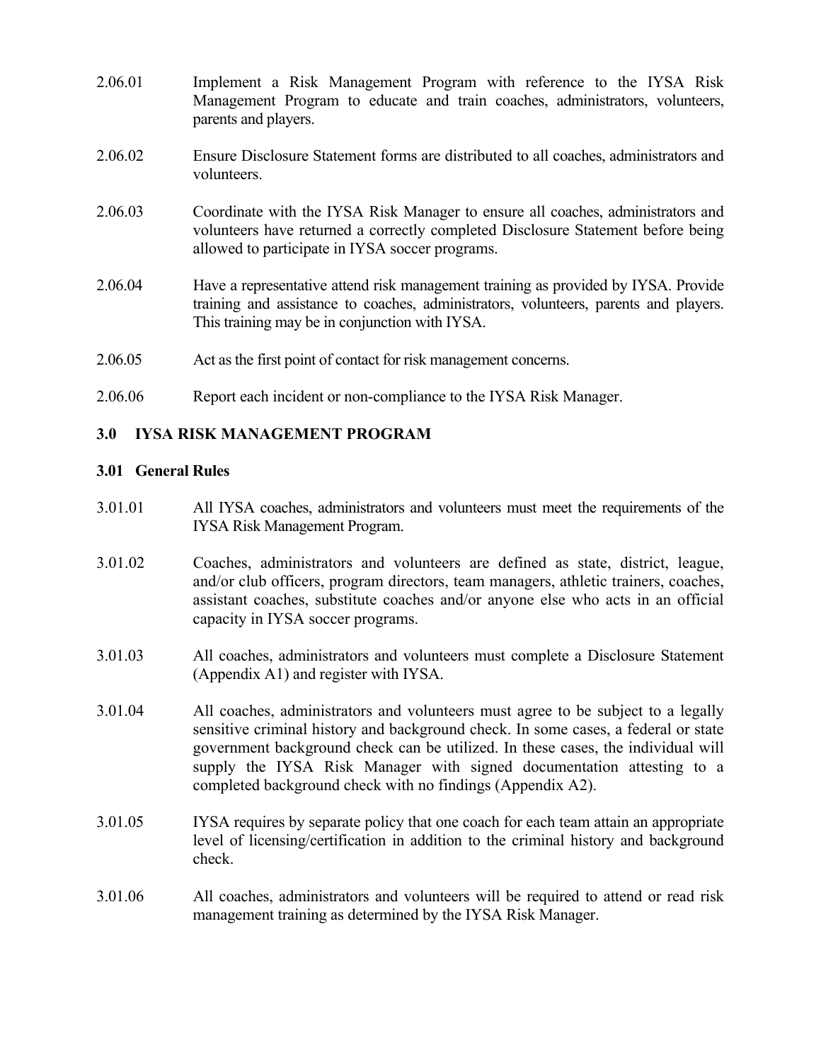2.06.01 Implement a Risk Management Program with reference to the IYSA Risk Management Program to educate and train coaches, administrators, volunteers, parents and players.

2.06.02 Ensure Disclosure Statement forms are distributed to all coaches, administrators and volunteers.

2.06.03 Coordinate with the IYSA Risk Manager to ensure all coaches, administrators and volunteers have returned a correctly completed Disclosure Statement before being allowed to participate in IYSA soccer programs.

2.06.04 Have a representative attend risk management training as provided by IYSA. Provide training and assistance to coaches, administrators, volunteers, parents and players. This training may be in conjunction with IYSA.

2.06.05 Act as the first point of contact for risk management concerns.

2.06.06 Report each incident or non-compliance to the IYSA Risk Manager.

## 3.0 IYSA RISK MANAGEMENT PROGRAM

### 3.01 General Rules

3.01.01 All IYSA coaches, administrators and volunteers must meet the requirements of the IYSA Risk Management Program.

3.01.02 Coaches, administrators and volunteers are defined as state, district, league, and/or club officers, program directors, team managers, athletic trainers, coaches, assistant coaches, substitute coaches and/or anyone else who acts in an official capacity in IYSA soccer programs.

3.01.03 All coaches, administrators and volunteers must complete a Disclosure Statement (Appendix A1) and register with IYSA.

3.01.04 All coaches, administrators and volunteers must agree to be subject to a legally sensitive criminal history and background check. In some cases, a federal or state government background check can be utilized. In these cases, the individual will supply the IYSA Risk Manager with signed documentation attesting to a completed background check with no findings (Appendix A2).

3.01.05 IYSA requires by separate policy that one coach for each team attain an appropriate level of licensing/certification in addition to the criminal history and background check.

3.01.06 All coaches, administrators and volunteers will be required to attend or read risk management training as determined by the IYSA Risk Manager.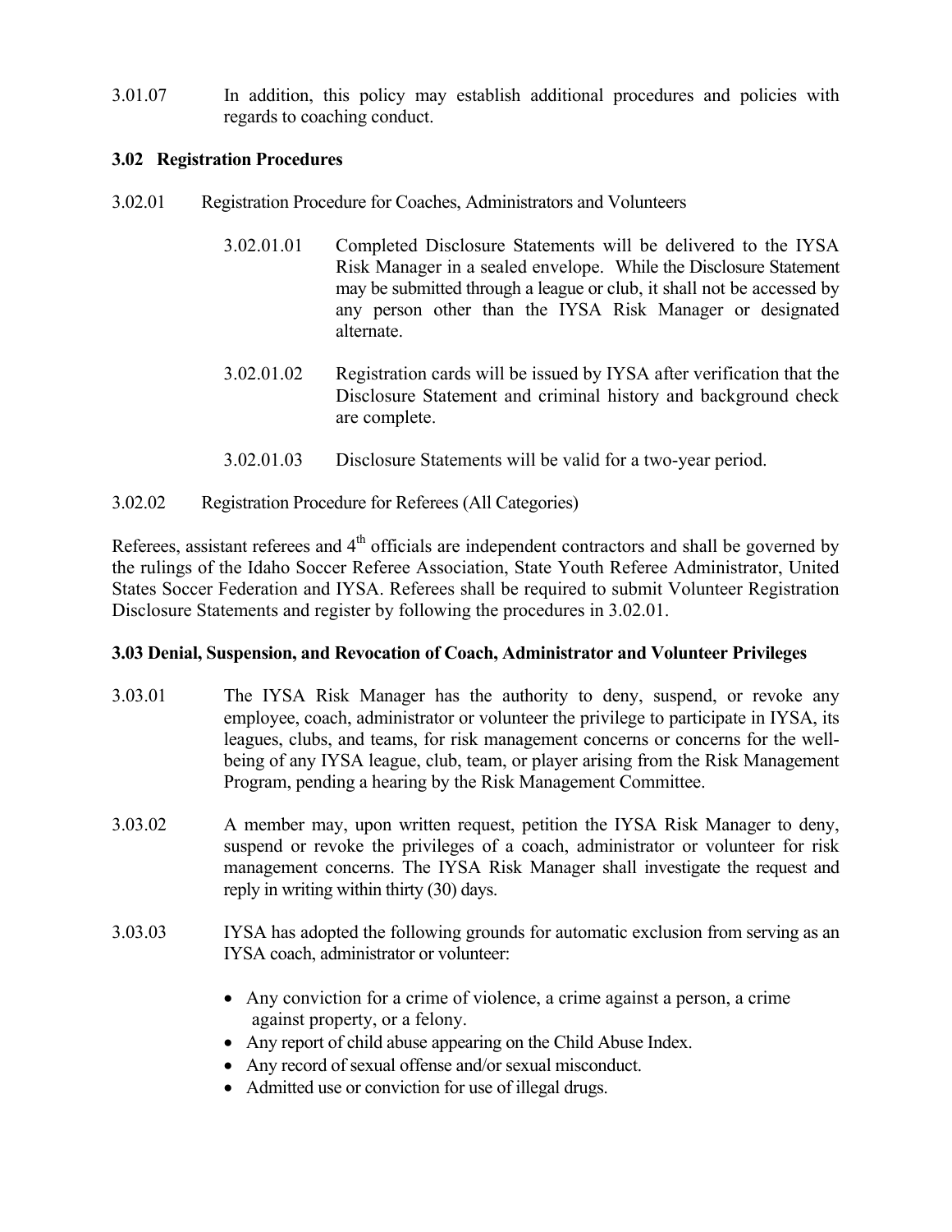3.01.07 In addition, this policy may establish additional procedures and policies with regards to coaching conduct.

### 3.02 Registration Procedures

3.02.01 Registration Procedure for Coaches, Administrators and Volunteers

3.02.01.01 Completed Disclosure Statements will be delivered to the IYSA Risk Manager in a sealed envelope. While the Disclosure Statement may be submitted through a league or club, it shall not be accessed by any person other than the IYSA Risk Manager or designated alternate.

3.02.01.02 Registration cards will be issued by IYSA after verification that the Disclosure Statement and criminal history and background check are complete.

3.02.01.03 Disclosure Statements will be valid for a two-year period.

3.02.02 Registration Procedure for Referees (All Categories)

Referees, assistant referees and 4th officials are independent contractors and shall be governed by the rulings of the Idaho Soccer Referee Association, State Youth Referee Administrator, United States Soccer Federation and IYSA. Referees shall be required to submit Volunteer Registration Disclosure Statements and register by following the procedures in 3.02.01.

### 3.03 Denial, Suspension, and Revocation of Coach, Administrator and Volunteer Privileges

3.03.01 The IYSA Risk Manager has the authority to deny, suspend, or revoke any employee, coach, administrator or volunteer the privilege to participate in IYSA, its leagues, clubs, and teams, for risk management concerns or concerns for the well-being of any IYSA league, club, team, or player arising from the Risk Management Program, pending a hearing by the Risk Management Committee.

3.03.02 A member may, upon written request, petition the IYSA Risk Manager to deny, suspend or revoke the privileges of a coach, administrator or volunteer for risk management concerns. The IYSA Risk Manager shall investigate the request and reply in writing within thirty (30) days.

3.03.03 IYSA has adopted the following grounds for automatic exclusion from serving as an IYSA coach, administrator or volunteer:

- Any conviction for a crime of violence, a crime against a person, a crime against property, or a felony.
- Any report of child abuse appearing on the Child Abuse Index.
- Any record of sexual offense and/or sexual misconduct.
- Admitted use or conviction for use of illegal drugs.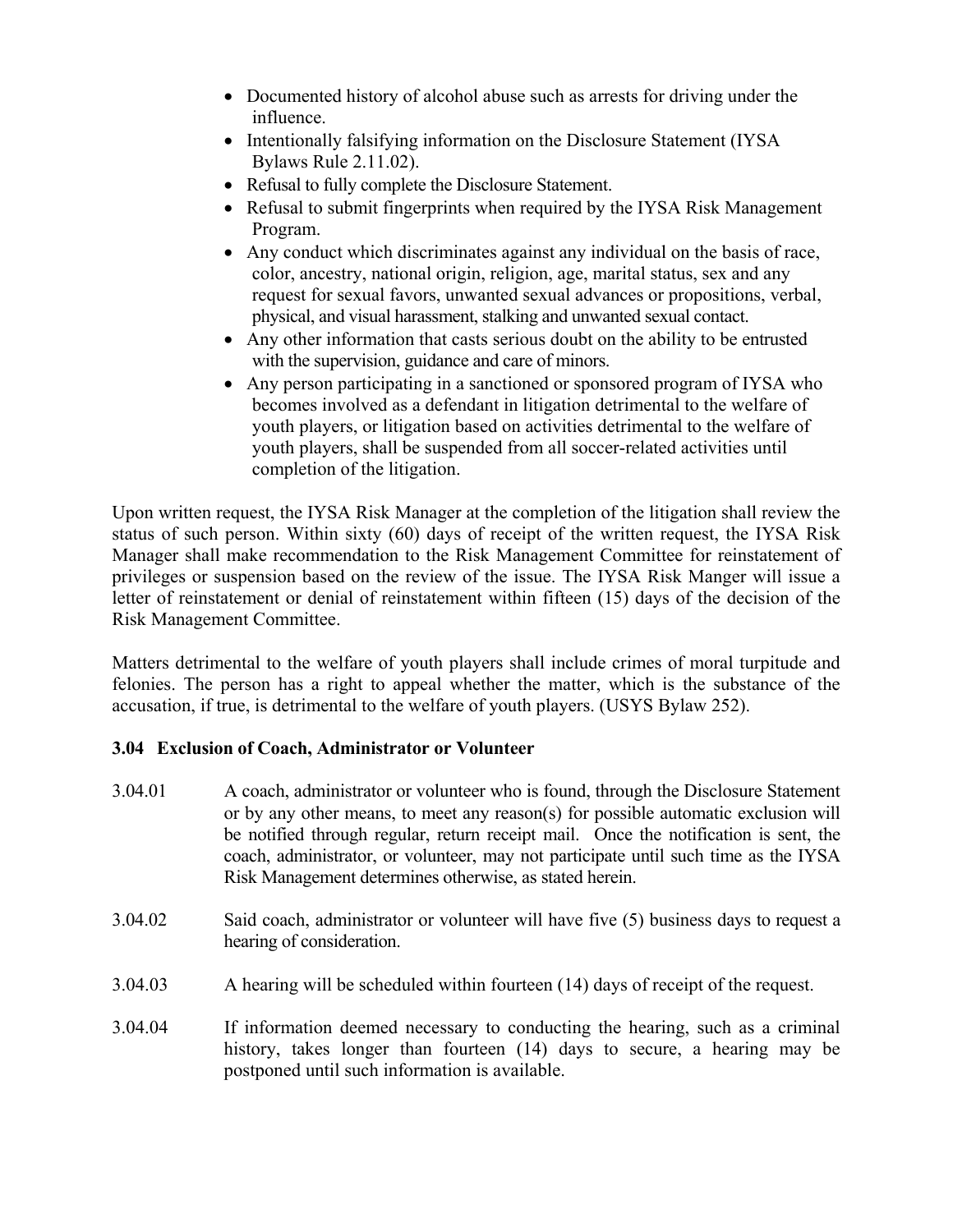- Documented history of alcohol abuse such as arrests for driving under the influence.
- Intentionally falsifying information on the Disclosure Statement (IYSA Bylaws Rule 2.11.02).
- Refusal to fully complete the Disclosure Statement.
- Refusal to submit fingerprints when required by the IYSA Risk Management Program.
- Any conduct which discriminates against any individual on the basis of race, color, ancestry, national origin, religion, age, marital status, sex and any request for sexual favors, unwanted sexual advances or propositions, verbal, physical, and visual harassment, stalking and unwanted sexual contact.
- Any other information that casts serious doubt on the ability to be entrusted with the supervision, guidance and care of minors.
- Any person participating in a sanctioned or sponsored program of IYSA who becomes involved as a defendant in litigation detrimental to the welfare of youth players, or litigation based on activities detrimental to the welfare of youth players, shall be suspended from all soccer-related activities until completion of the litigation.

Upon written request, the IYSA Risk Manager at the completion of the litigation shall review the status of such person. Within sixty (60) days of receipt of the written request, the IYSA Risk Manager shall make recommendation to the Risk Management Committee for reinstatement of privileges or suspension based on the review of the issue. The IYSA Risk Manger will issue a letter of reinstatement or denial of reinstatement within fifteen (15) days of the decision of the Risk Management Committee.

Matters detrimental to the welfare of youth players shall include crimes of moral turpitude and felonies. The person has a right to appeal whether the matter, which is the substance of the accusation, if true, is detrimental to the welfare of youth players. (USYS Bylaw 252).

### 3.04 Exclusion of Coach, Administrator or Volunteer

3.04.01 A coach, administrator or volunteer who is found, through the Disclosure Statement or by any other means, to meet any reason(s) for possible automatic exclusion will be notified through regular, return receipt mail. Once the notification is sent, the coach, administrator, or volunteer, may not participate until such time as the IYSA Risk Management determines otherwise, as stated herein.

3.04.02 Said coach, administrator or volunteer will have five (5) business days to request a hearing of consideration.

3.04.03 A hearing will be scheduled within fourteen (14) days of receipt of the request.

3.04.04 If information deemed necessary to conducting the hearing, such as a criminal history, takes longer than fourteen (14) days to secure, a hearing may be postponed until such information is available.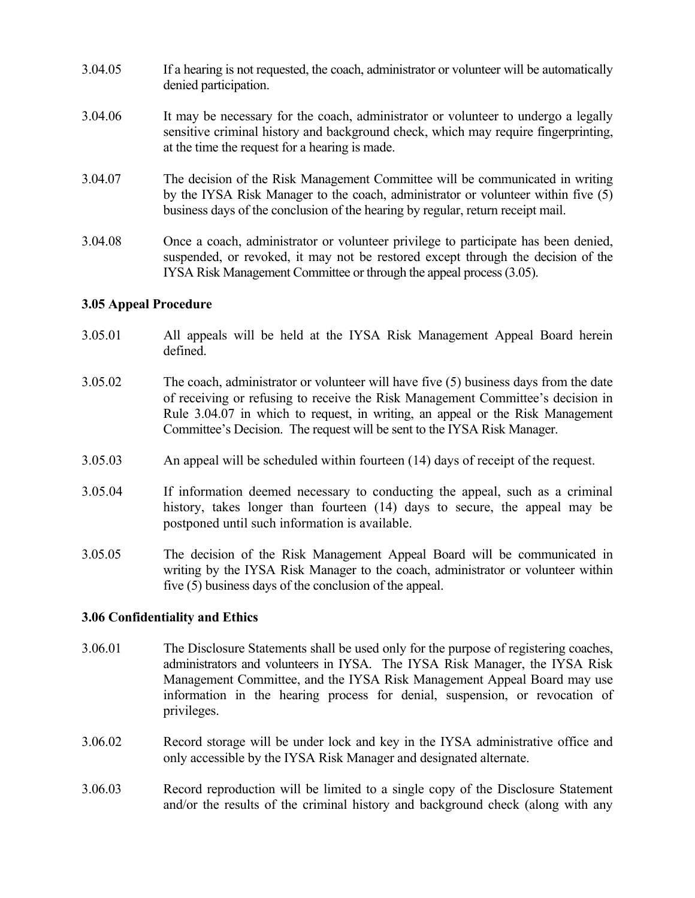3.04.05 If a hearing is not requested, the coach, administrator or volunteer will be automatically denied participation.

3.04.06 It may be necessary for the coach, administrator or volunteer to undergo a legally sensitive criminal history and background check, which may require fingerprinting, at the time the request for a hearing is made.

3.04.07 The decision of the Risk Management Committee will be communicated in writing by the IYSA Risk Manager to the coach, administrator or volunteer within five (5) business days of the conclusion of the hearing by regular, return receipt mail.

3.04.08 Once a coach, administrator or volunteer privilege to participate has been denied, suspended, or revoked, it may not be restored except through the decision of the IYSA Risk Management Committee or through the appeal process (3.05).

**3.05 Appeal Procedure**

3.05.01 All appeals will be held at the IYSA Risk Management Appeal Board herein defined.

3.05.02 The coach, administrator or volunteer will have five (5) business days from the date of receiving or refusing to receive the Risk Management Committee's decision in Rule 3.04.07 in which to request, in writing, an appeal or the Risk Management Committee's Decision. The request will be sent to the IYSA Risk Manager.

3.05.03 An appeal will be scheduled within fourteen (14) days of receipt of the request.

3.05.04 If information deemed necessary to conducting the appeal, such as a criminal history, takes longer than fourteen (14) days to secure, the appeal may be postponed until such information is available.

3.05.05 The decision of the Risk Management Appeal Board will be communicated in writing by the IYSA Risk Manager to the coach, administrator or volunteer within five (5) business days of the conclusion of the appeal.

**3.06 Confidentiality and Ethics**

3.06.01 The Disclosure Statements shall be used only for the purpose of registering coaches, administrators and volunteers in IYSA. The IYSA Risk Manager, the IYSA Risk Management Committee, and the IYSA Risk Management Appeal Board may use information in the hearing process for denial, suspension, or revocation of privileges.

3.06.02 Record storage will be under lock and key in the IYSA administrative office and only accessible by the IYSA Risk Manager and designated alternate.

3.06.03 Record reproduction will be limited to a single copy of the Disclosure Statement and/or the results of the criminal history and background check (along with any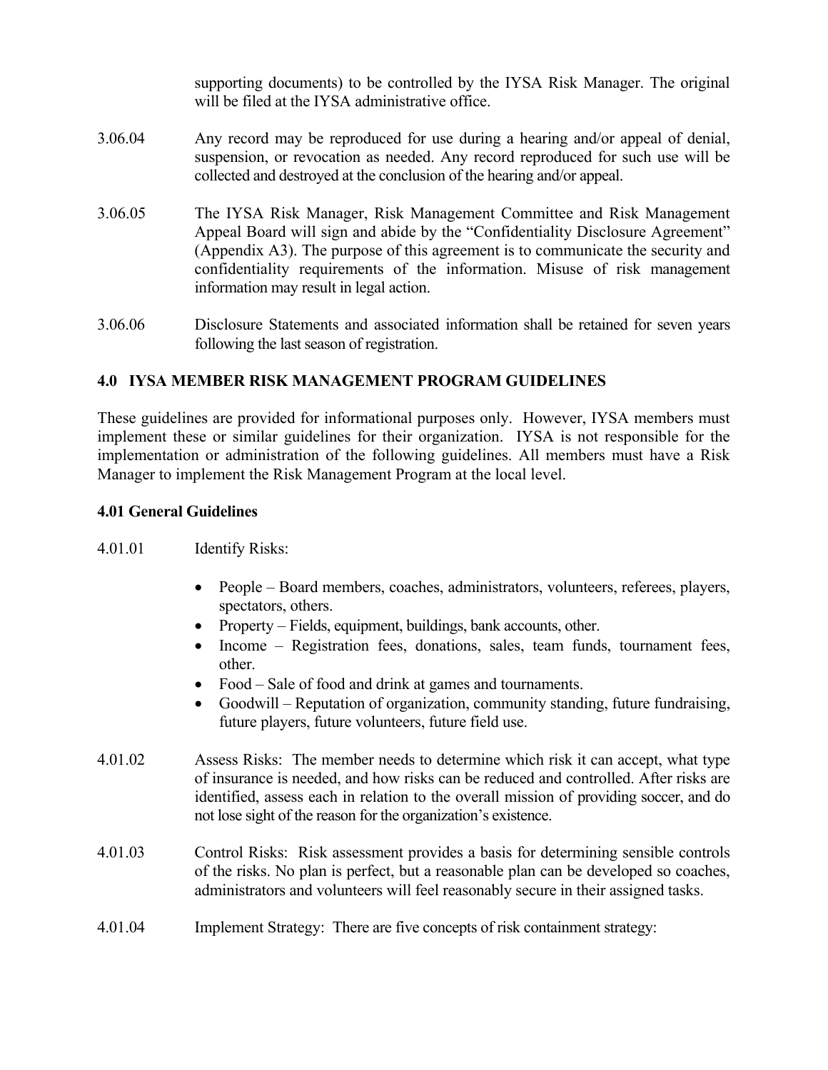supporting documents) to be controlled by the IYSA Risk Manager. The original will be filed at the IYSA administrative office.

3.06.04 Any record may be reproduced for use during a hearing and/or appeal of denial, suspension, or revocation as needed. Any record reproduced for such use will be collected and destroyed at the conclusion of the hearing and/or appeal.

3.06.05 The IYSA Risk Manager, Risk Management Committee and Risk Management Appeal Board will sign and abide by the "Confidentiality Disclosure Agreement" (Appendix A3). The purpose of this agreement is to communicate the security and confidentiality requirements of the information. Misuse of risk management information may result in legal action.

3.06.06 Disclosure Statements and associated information shall be retained for seven years following the last season of registration.

## 4.0 IYSA MEMBER RISK MANAGEMENT PROGRAM GUIDELINES

These guidelines are provided for informational purposes only. However, IYSA members must implement these or similar guidelines for their organization. IYSA is not responsible for the implementation or administration of the following guidelines. All members must have a Risk Manager to implement the Risk Management Program at the local level.

### 4.01 General Guidelines

4.01.01 Identify Risks:

- People – Board members, coaches, administrators, volunteers, referees, players, spectators, others.
- Property – Fields, equipment, buildings, bank accounts, other.
- Income – Registration fees, donations, sales, team funds, tournament fees, other.
- Food – Sale of food and drink at games and tournaments.
- Goodwill – Reputation of organization, community standing, future fundraising, future players, future volunteers, future field use.

4.01.02 Assess Risks: The member needs to determine which risk it can accept, what type of insurance is needed, and how risks can be reduced and controlled. After risks are identified, assess each in relation to the overall mission of providing soccer, and do not lose sight of the reason for the organization's existence.

4.01.03 Control Risks: Risk assessment provides a basis for determining sensible controls of the risks. No plan is perfect, but a reasonable plan can be developed so coaches, administrators and volunteers will feel reasonably secure in their assigned tasks.

4.01.04 Implement Strategy: There are five concepts of risk containment strategy: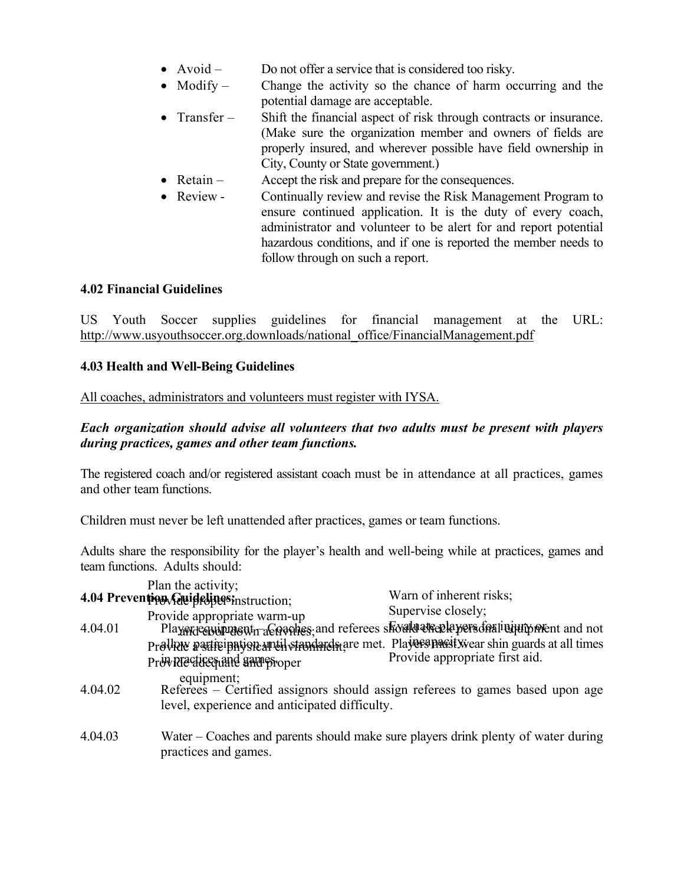- Avoid – Do not offer a service that is considered too risky.
- Modify – Change the activity so the chance of harm occurring and the potential damage are acceptable.
- Transfer – Shift the financial aspect of risk through contracts or insurance. (Make sure the organization member and owners of fields are properly insured, and wherever possible have field ownership in City, County or State government.)
- Retain – Accept the risk and prepare for the consequences.
- Review - Continually review and revise the Risk Management Program to ensure continued application. It is the duty of every coach, administrator and volunteer to be alert for and report potential hazardous conditions, and if one is reported the member needs to follow through on such a report.

**4.02 Financial Guidelines**

US Youth Soccer supplies guidelines for financial management at the URL: http://www.usyouthsoccer.org.downloads/national_office/FinancialManagement.pdf

**4.03 Health and Well-Being Guidelines**

All coaches, administrators and volunteers must register with IYSA.

***Each organization should advise all volunteers that two adults must be present with players during practices, games and other team functions.***

The registered coach and/or registered assistant coach must be in attendance at all practices, games and other team functions.

Children must never be left unattended after practices, games or team functions.

Adults share the responsibility for the player's health and well-being while at practices, games and team functions. Adults should:

- Plan the activity;
- Provide proper instruction;
- Provide appropriate warm-up and cool-down activities;
- Provide a safe physical environment;
- Provide adequate and proper equipment;
- Warn of inherent risks;
- Supervise closely;
- Evaluate players for injury or incapacity;
- Provide appropriate first aid.

**4.04 Prevention Guidelines:**

4.04.01 Player equipment – Coaches and referees should check personal equipment and not allow participation until standards are met. Players must wear shin guards at all times in practices and games.

4.04.02 Referees – Certified assignors should assign referees to games based upon age level, experience and anticipated difficulty.

4.04.03 Water – Coaches and parents should make sure players drink plenty of water during practices and games.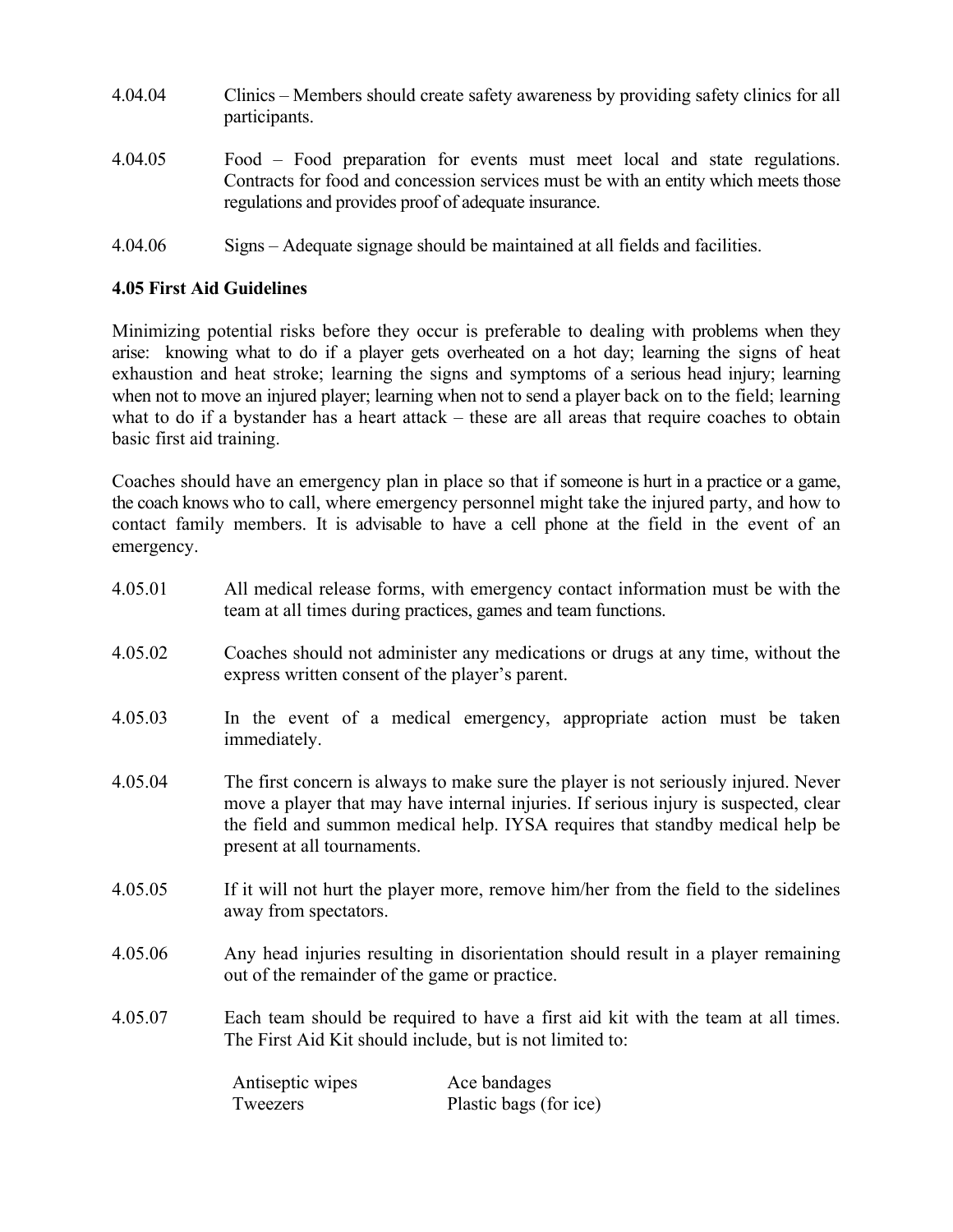4.04.04 Clinics – Members should create safety awareness by providing safety clinics for all participants.

4.04.05 Food – Food preparation for events must meet local and state regulations. Contracts for food and concession services must be with an entity which meets those regulations and provides proof of adequate insurance.

4.04.06 Signs – Adequate signage should be maintained at all fields and facilities.

**4.05 First Aid Guidelines**

Minimizing potential risks before they occur is preferable to dealing with problems when they arise: knowing what to do if a player gets overheated on a hot day; learning the signs of heat exhaustion and heat stroke; learning the signs and symptoms of a serious head injury; learning when not to move an injured player; learning when not to send a player back on to the field; learning what to do if a bystander has a heart attack – these are all areas that require coaches to obtain basic first aid training.

Coaches should have an emergency plan in place so that if someone is hurt in a practice or a game, the coach knows who to call, where emergency personnel might take the injured party, and how to contact family members. It is advisable to have a cell phone at the field in the event of an emergency.

4.05.01 All medical release forms, with emergency contact information must be with the team at all times during practices, games and team functions.

4.05.02 Coaches should not administer any medications or drugs at any time, without the express written consent of the player's parent.

4.05.03 In the event of a medical emergency, appropriate action must be taken immediately.

4.05.04 The first concern is always to make sure the player is not seriously injured. Never move a player that may have internal injuries. If serious injury is suspected, clear the field and summon medical help. IYSA requires that standby medical help be present at all tournaments.

4.05.05 If it will not hurt the player more, remove him/her from the field to the sidelines away from spectators.

4.05.06 Any head injuries resulting in disorientation should result in a player remaining out of the remainder of the game or practice.

4.05.07 Each team should be required to have a first aid kit with the team at all times. The First Aid Kit should include, but is not limited to:

| | |
|---|---|
| Antiseptic wipes | Ace bandages |
| Tweezers | Plastic bags (for ice) |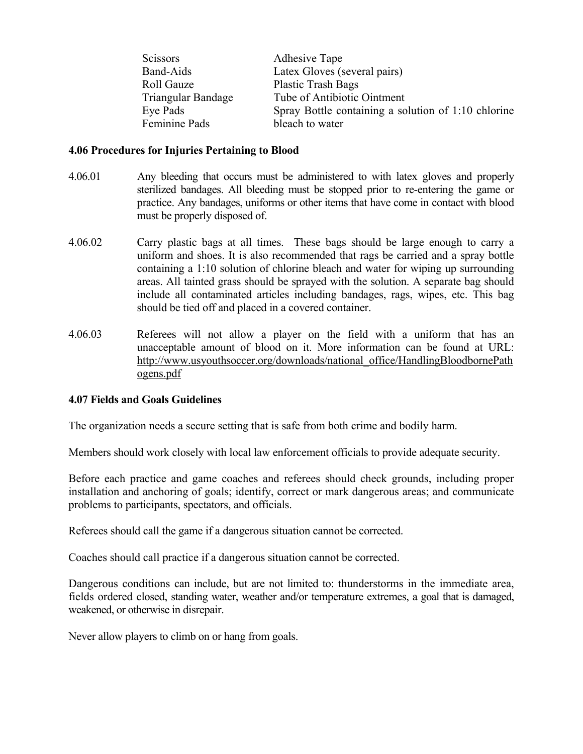| | |
|---|---|
| Scissors | Adhesive Tape |
| Band-Aids | Latex Gloves (several pairs) |
| Roll Gauze | Plastic Trash Bags |
| Triangular Bandage | Tube of Antibiotic Ointment |
| Eye Pads | Spray Bottle containing a solution of 1:10 chlorine bleach to water |
| Feminine Pads | |

### 4.06 Procedures for Injuries Pertaining to Blood

4.06.01 Any bleeding that occurs must be administered to with latex gloves and properly sterilized bandages. All bleeding must be stopped prior to re-entering the game or practice. Any bandages, uniforms or other items that have come in contact with blood must be properly disposed of.

4.06.02 Carry plastic bags at all times. These bags should be large enough to carry a uniform and shoes. It is also recommended that rags be carried and a spray bottle containing a 1:10 solution of chlorine bleach and water for wiping up surrounding areas. All tainted grass should be sprayed with the solution. A separate bag should include all contaminated articles including bandages, rags, wipes, etc. This bag should be tied off and placed in a covered container.

4.06.03 Referees will not allow a player on the field with a uniform that has an unacceptable amount of blood on it. More information can be found at URL: http://www.usyouthsoccer.org/downloads/national_office/HandlingBloodbornePathogens.pdf

### 4.07 Fields and Goals Guidelines

The organization needs a secure setting that is safe from both crime and bodily harm.

Members should work closely with local law enforcement officials to provide adequate security.

Before each practice and game coaches and referees should check grounds, including proper installation and anchoring of goals; identify, correct or mark dangerous areas; and communicate problems to participants, spectators, and officials.

Referees should call the game if a dangerous situation cannot be corrected.

Coaches should call practice if a dangerous situation cannot be corrected.

Dangerous conditions can include, but are not limited to: thunderstorms in the immediate area, fields ordered closed, standing water, weather and/or temperature extremes, a goal that is damaged, weakened, or otherwise in disrepair.

Never allow players to climb on or hang from goals.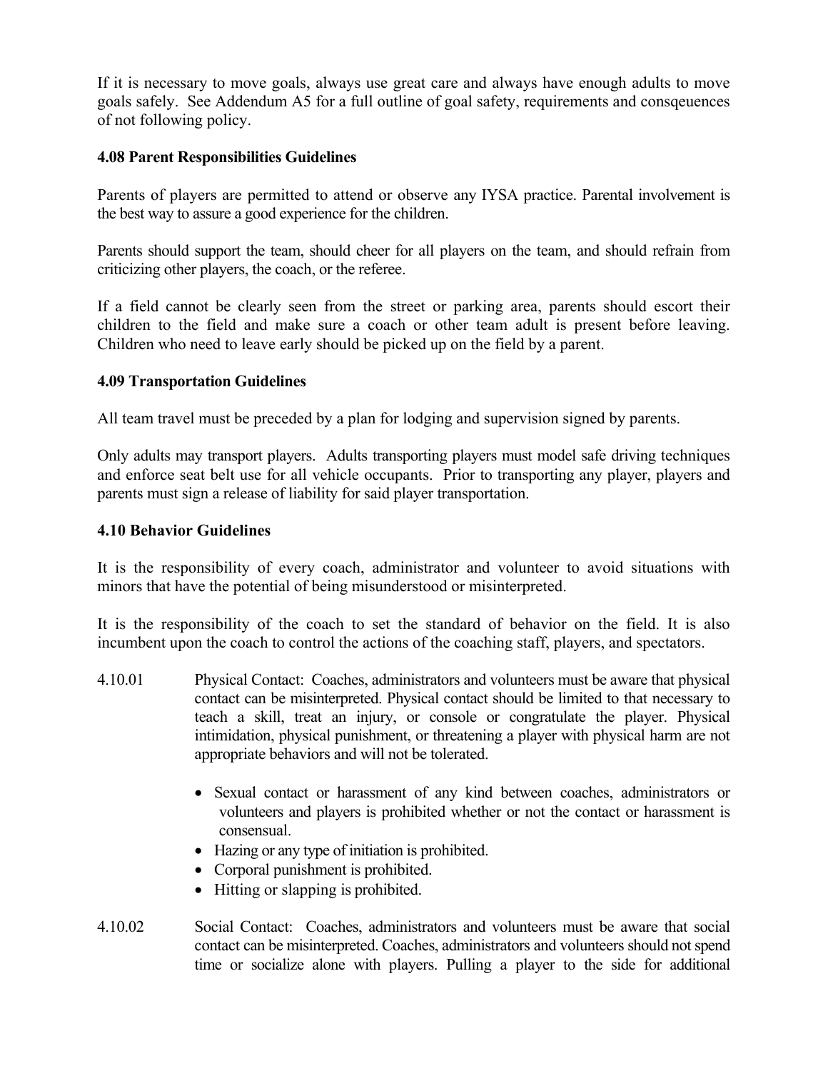If it is necessary to move goals, always use great care and always have enough adults to move goals safely. See Addendum A5 for a full outline of goal safety, requirements and consqeuences of not following policy.

### 4.08 Parent Responsibilities Guidelines

Parents of players are permitted to attend or observe any IYSA practice. Parental involvement is the best way to assure a good experience for the children.

Parents should support the team, should cheer for all players on the team, and should refrain from criticizing other players, the coach, or the referee.

If a field cannot be clearly seen from the street or parking area, parents should escort their children to the field and make sure a coach or other team adult is present before leaving. Children who need to leave early should be picked up on the field by a parent.

### 4.09 Transportation Guidelines

All team travel must be preceded by a plan for lodging and supervision signed by parents.

Only adults may transport players. Adults transporting players must model safe driving techniques and enforce seat belt use for all vehicle occupants. Prior to transporting any player, players and parents must sign a release of liability for said player transportation.

### 4.10 Behavior Guidelines

It is the responsibility of every coach, administrator and volunteer to avoid situations with minors that have the potential of being misunderstood or misinterpreted.

It is the responsibility of the coach to set the standard of behavior on the field. It is also incumbent upon the coach to control the actions of the coaching staff, players, and spectators.

4.10.01 Physical Contact: Coaches, administrators and volunteers must be aware that physical contact can be misinterpreted. Physical contact should be limited to that necessary to teach a skill, treat an injury, or console or congratulate the player. Physical intimidation, physical punishment, or threatening a player with physical harm are not appropriate behaviors and will not be tolerated.

- Sexual contact or harassment of any kind between coaches, administrators or volunteers and players is prohibited whether or not the contact or harassment is consensual.
- Hazing or any type of initiation is prohibited.
- Corporal punishment is prohibited.
- Hitting or slapping is prohibited.

4.10.02 Social Contact: Coaches, administrators and volunteers must be aware that social contact can be misinterpreted. Coaches, administrators and volunteers should not spend time or socialize alone with players. Pulling a player to the side for additional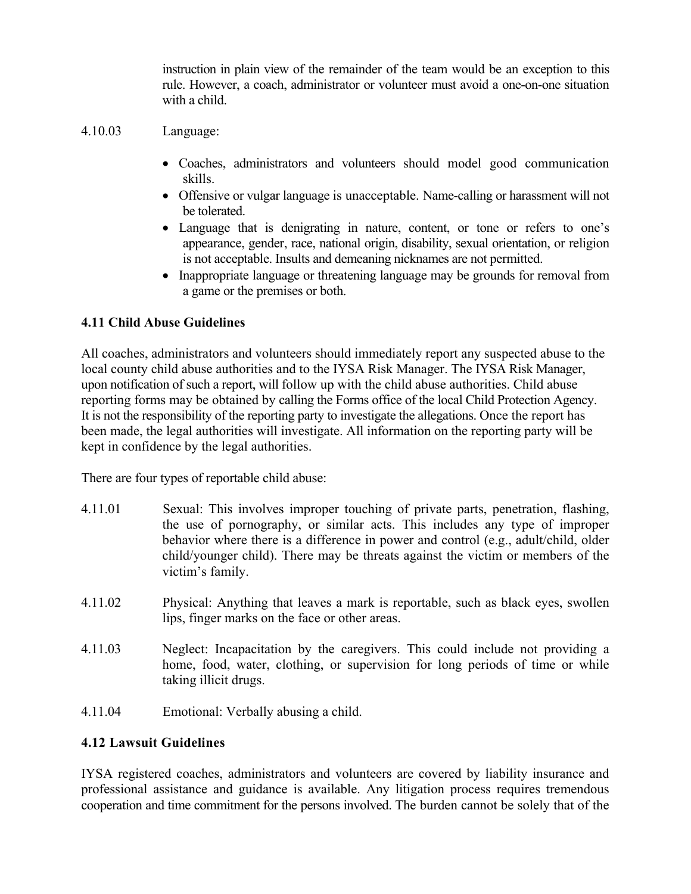instruction in plain view of the remainder of the team would be an exception to this rule. However, a coach, administrator or volunteer must avoid a one-on-one situation with a child.

4.10.03 Language:

- Coaches, administrators and volunteers should model good communication skills.
- Offensive or vulgar language is unacceptable. Name-calling or harassment will not be tolerated.
- Language that is denigrating in nature, content, or tone or refers to one's appearance, gender, race, national origin, disability, sexual orientation, or religion is not acceptable. Insults and demeaning nicknames are not permitted.
- Inappropriate language or threatening language may be grounds for removal from a game or the premises or both.

### 4.11 Child Abuse Guidelines

All coaches, administrators and volunteers should immediately report any suspected abuse to the local county child abuse authorities and to the IYSA Risk Manager. The IYSA Risk Manager, upon notification of such a report, will follow up with the child abuse authorities. Child abuse reporting forms may be obtained by calling the Forms office of the local Child Protection Agency. It is not the responsibility of the reporting party to investigate the allegations. Once the report has been made, the legal authorities will investigate. All information on the reporting party will be kept in confidence by the legal authorities.

There are four types of reportable child abuse:

4.11.01 Sexual: This involves improper touching of private parts, penetration, flashing, the use of pornography, or similar acts. This includes any type of improper behavior where there is a difference in power and control (e.g., adult/child, older child/younger child). There may be threats against the victim or members of the victim's family.

4.11.02 Physical: Anything that leaves a mark is reportable, such as black eyes, swollen lips, finger marks on the face or other areas.

4.11.03 Neglect: Incapacitation by the caregivers. This could include not providing a home, food, water, clothing, or supervision for long periods of time or while taking illicit drugs.

4.11.04 Emotional: Verbally abusing a child.

### 4.12 Lawsuit Guidelines

IYSA registered coaches, administrators and volunteers are covered by liability insurance and professional assistance and guidance is available. Any litigation process requires tremendous cooperation and time commitment for the persons involved. The burden cannot be solely that of the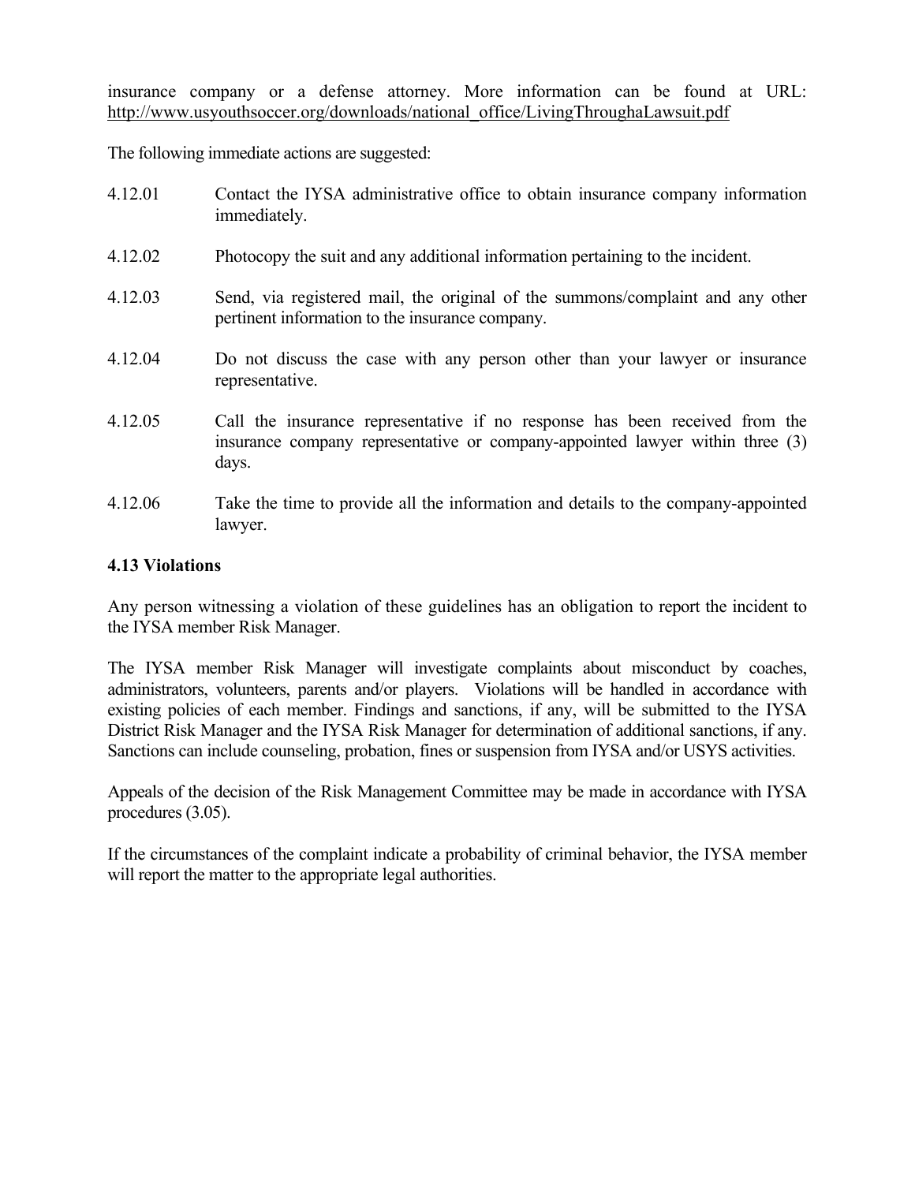insurance company or a defense attorney. More information can be found at URL: http://www.usyouthsoccer.org/downloads/national_office/LivingThroughaLawsuit.pdf

The following immediate actions are suggested:

4.12.01 Contact the IYSA administrative office to obtain insurance company information immediately.

4.12.02 Photocopy the suit and any additional information pertaining to the incident.

4.12.03 Send, via registered mail, the original of the summons/complaint and any other pertinent information to the insurance company.

4.12.04 Do not discuss the case with any person other than your lawyer or insurance representative.

4.12.05 Call the insurance representative if no response has been received from the insurance company representative or company-appointed lawyer within three (3) days.

4.12.06 Take the time to provide all the information and details to the company-appointed lawyer.

**4.13 Violations**

Any person witnessing a violation of these guidelines has an obligation to report the incident to the IYSA member Risk Manager.

The IYSA member Risk Manager will investigate complaints about misconduct by coaches, administrators, volunteers, parents and/or players. Violations will be handled in accordance with existing policies of each member. Findings and sanctions, if any, will be submitted to the IYSA District Risk Manager and the IYSA Risk Manager for determination of additional sanctions, if any. Sanctions can include counseling, probation, fines or suspension from IYSA and/or USYS activities.

Appeals of the decision of the Risk Management Committee may be made in accordance with IYSA procedures (3.05).

If the circumstances of the complaint indicate a probability of criminal behavior, the IYSA member will report the matter to the appropriate legal authorities.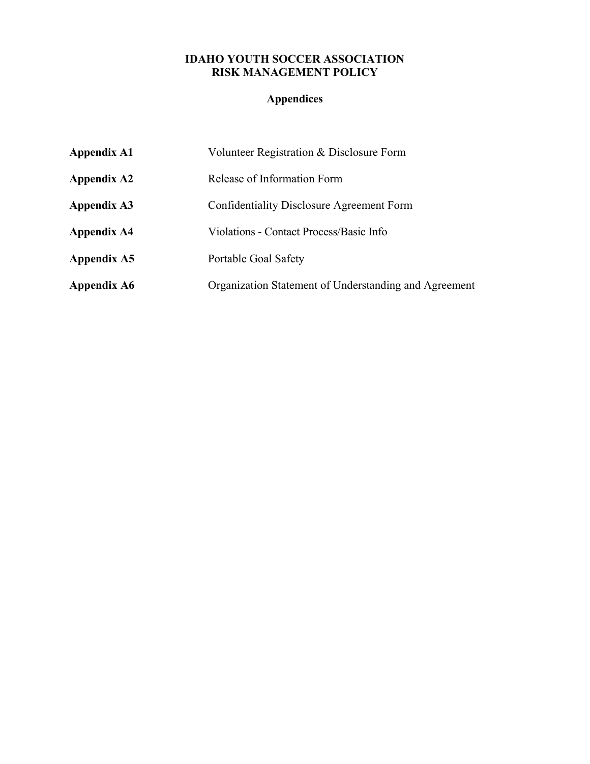# IDAHO YOUTH SOCCER ASSOCIATION
# RISK MANAGEMENT POLICY

## Appendices

| | |
|---|---|
| **Appendix A1** | Volunteer Registration & Disclosure Form |
| **Appendix A2** | Release of Information Form |
| **Appendix A3** | Confidentiality Disclosure Agreement Form |
| **Appendix A4** | Violations - Contact Process/Basic Info |
| **Appendix A5** | Portable Goal Safety |
| **Appendix A6** | Organization Statement of Understanding and Agreement |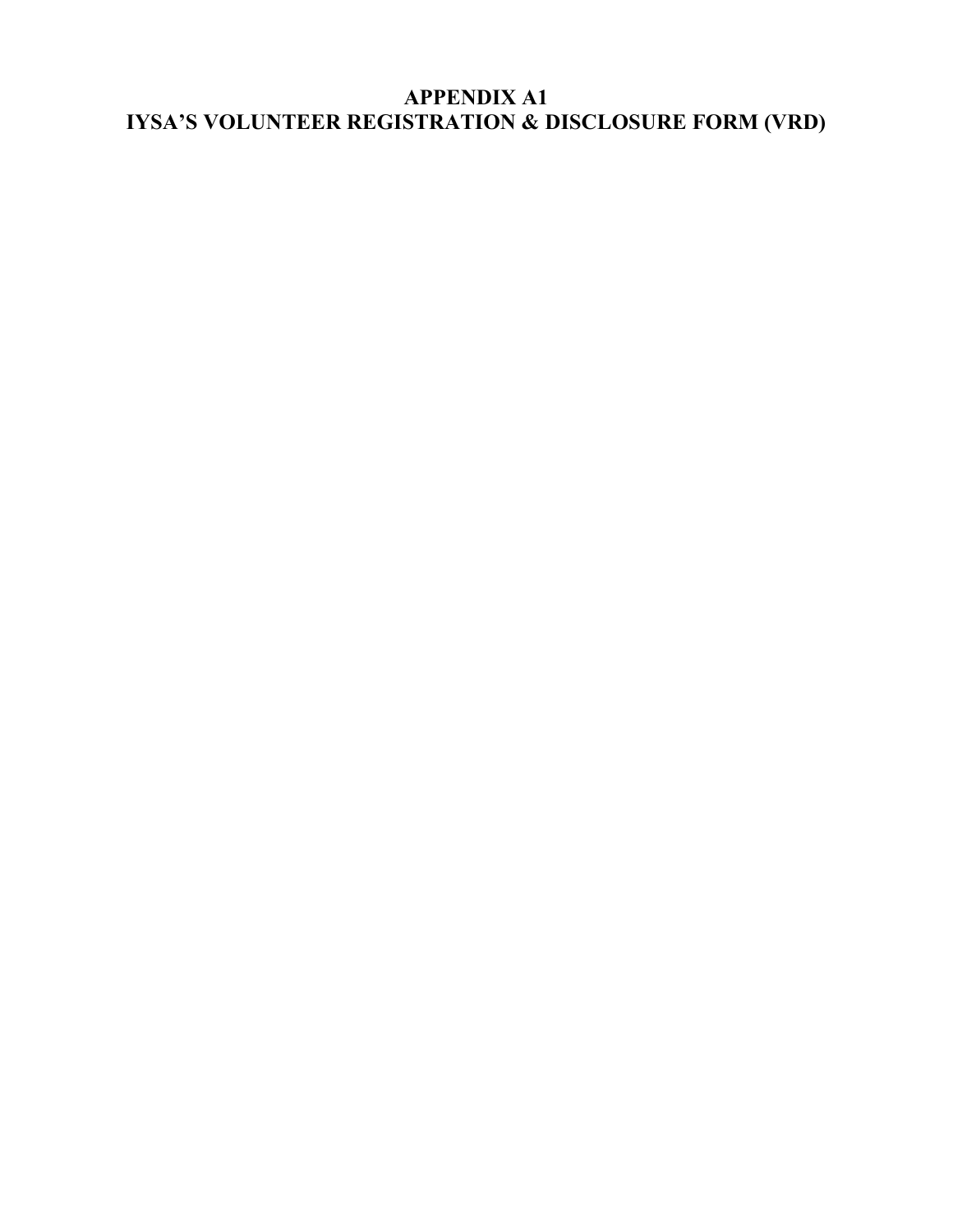# APPENDIX A1
# IYSA'S VOLUNTEER REGISTRATION & DISCLOSURE FORM (VRD)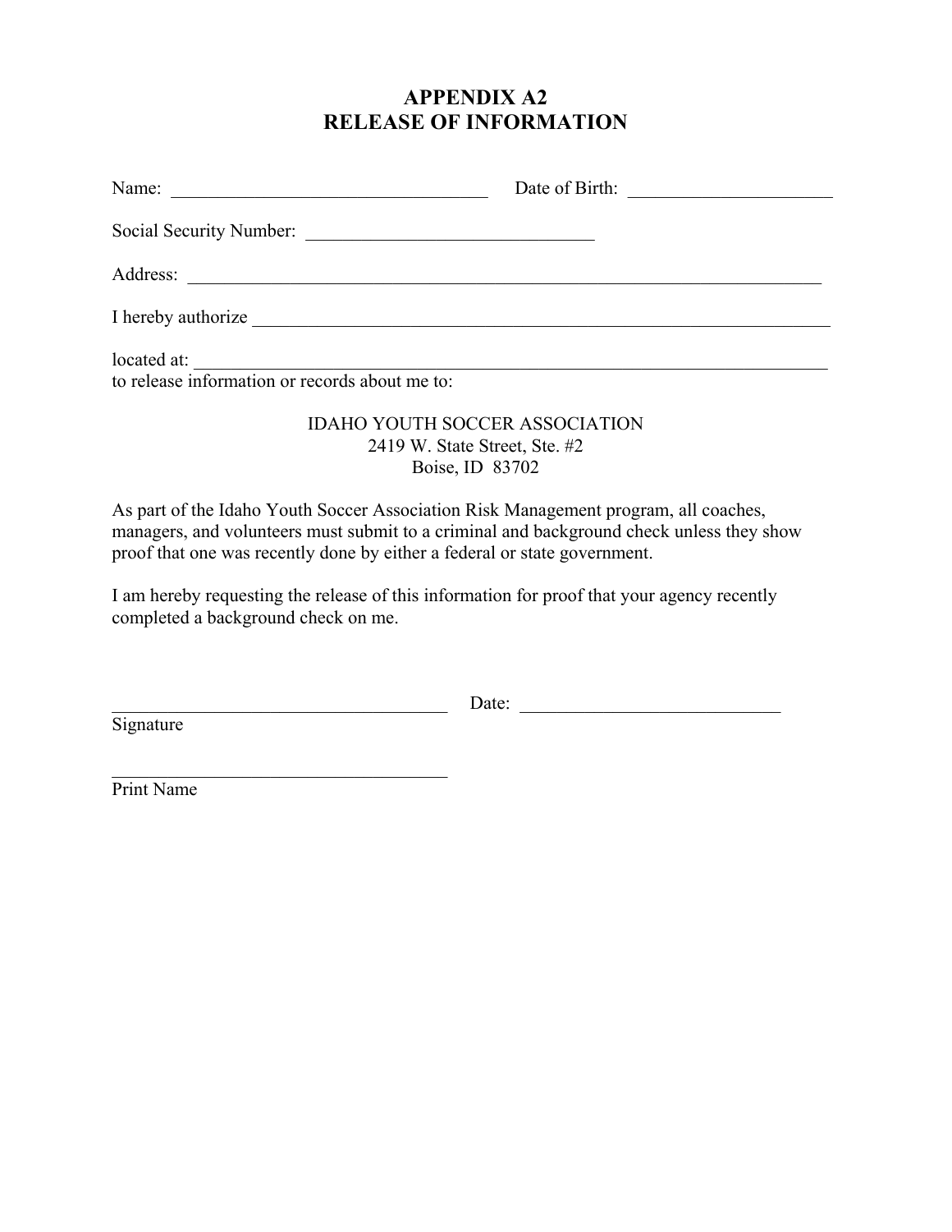# APPENDIX A2
# RELEASE OF INFORMATION

Name: ___________________________________ Date of Birth: ______________________

Social Security Number: _______________________________

Address: ______________________________________________________________________

I hereby authorize _________________________________________________________________

located at: _______________________________________________________________________
to release information or records about me to:

IDAHO YOUTH SOCCER ASSOCIATION
2419 W. State Street, Ste. #2
Boise, ID 83702

As part of the Idaho Youth Soccer Association Risk Management program, all coaches, managers, and volunteers must submit to a criminal and background check unless they show proof that one was recently done by either a federal or state government.

I am hereby requesting the release of this information for proof that your agency recently completed a background check on me.

_____________________________________ Date: ____________________________
Signature

_____________________________________
Print Name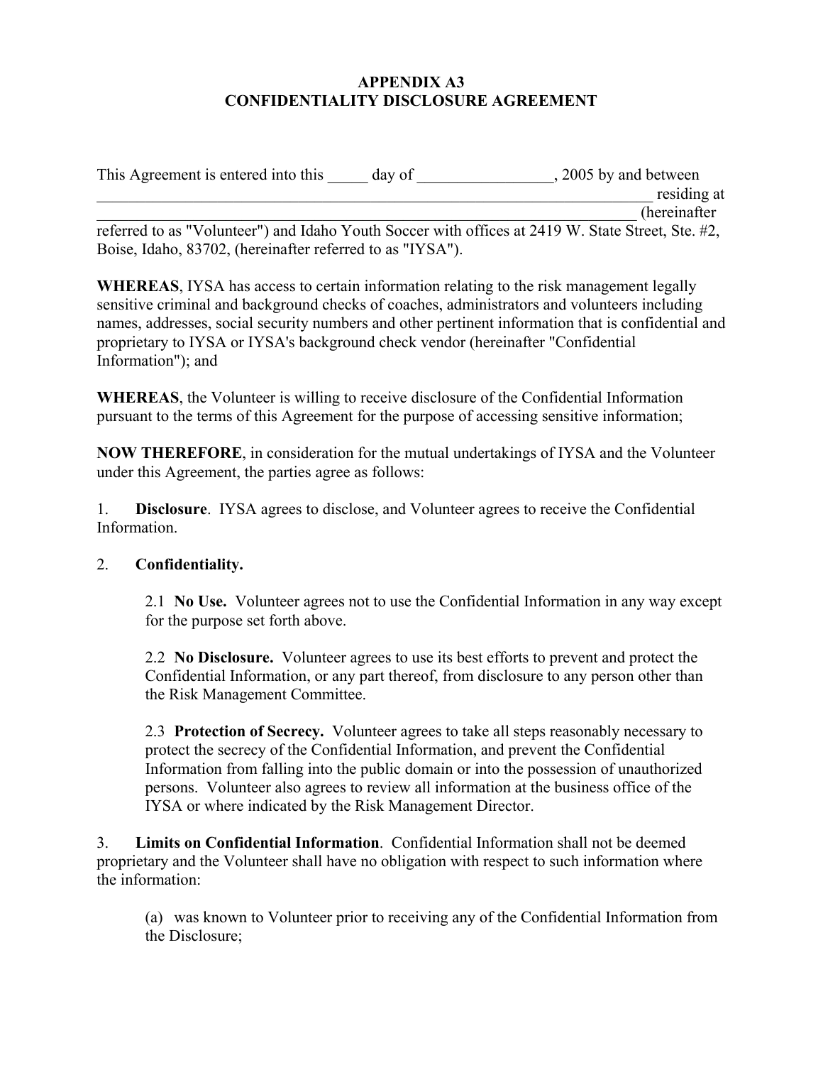# APPENDIX A3
# CONFIDENTIALITY DISCLOSURE AGREEMENT

This Agreement is entered into this _____ day of _________________, 2005 by and between _______________________________________________________________________ residing at _______________________________________________________________________ (hereinafter referred to as "Volunteer") and Idaho Youth Soccer with offices at 2419 W. State Street, Ste. #2, Boise, Idaho, 83702, (hereinafter referred to as "IYSA").

**WHEREAS**, IYSA has access to certain information relating to the risk management legally sensitive criminal and background checks of coaches, administrators and volunteers including names, addresses, social security numbers and other pertinent information that is confidential and proprietary to IYSA or IYSA's background check vendor (hereinafter "Confidential Information"); and

**WHEREAS**, the Volunteer is willing to receive disclosure of the Confidential Information pursuant to the terms of this Agreement for the purpose of accessing sensitive information;

**NOW THEREFORE**, in consideration for the mutual undertakings of IYSA and the Volunteer under this Agreement, the parties agree as follows:

1. **Disclosure**. IYSA agrees to disclose, and Volunteer agrees to receive the Confidential Information.

2. **Confidentiality.**

   2.1 **No Use.** Volunteer agrees not to use the Confidential Information in any way except for the purpose set forth above.

   2.2 **No Disclosure.** Volunteer agrees to use its best efforts to prevent and protect the Confidential Information, or any part thereof, from disclosure to any person other than the Risk Management Committee.

   2.3 **Protection of Secrecy.** Volunteer agrees to take all steps reasonably necessary to protect the secrecy of the Confidential Information, and prevent the Confidential Information from falling into the public domain or into the possession of unauthorized persons. Volunteer also agrees to review all information at the business office of the IYSA or where indicated by the Risk Management Director.

3. **Limits on Confidential Information**. Confidential Information shall not be deemed proprietary and the Volunteer shall have no obligation with respect to such information where the information:

   (a) was known to Volunteer prior to receiving any of the Confidential Information from the Disclosure;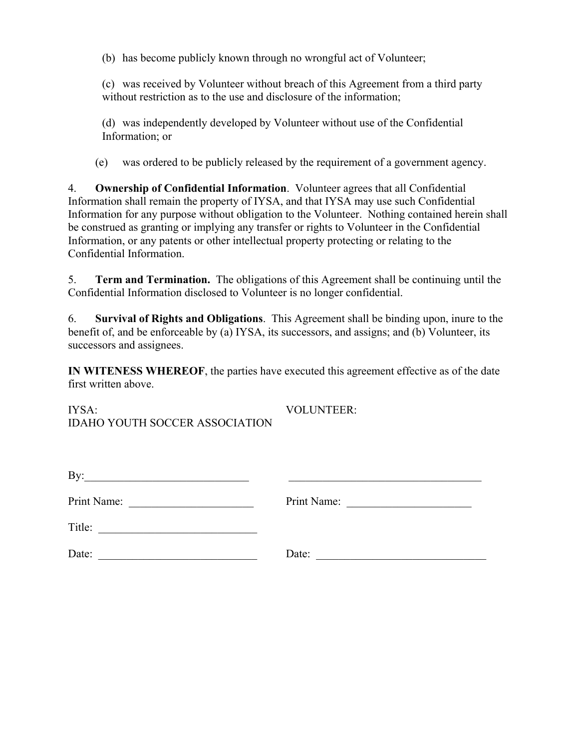(b) has become publicly known through no wrongful act of Volunteer;

(c) was received by Volunteer without breach of this Agreement from a third party without restriction as to the use and disclosure of the information;

(d) was independently developed by Volunteer without use of the Confidential Information; or

(e) was ordered to be publicly released by the requirement of a government agency.

4. **Ownership of Confidential Information**. Volunteer agrees that all Confidential Information shall remain the property of IYSA, and that IYSA may use such Confidential Information for any purpose without obligation to the Volunteer. Nothing contained herein shall be construed as granting or implying any transfer or rights to Volunteer in the Confidential Information, or any patents or other intellectual property protecting or relating to the Confidential Information.

5. **Term and Termination.** The obligations of this Agreement shall be continuing until the Confidential Information disclosed to Volunteer is no longer confidential.

6. **Survival of Rights and Obligations**. This Agreement shall be binding upon, inure to the benefit of, and be enforceable by (a) IYSA, its successors, and assigns; and (b) Volunteer, its successors and assignees.

**IN WITENESS WHEREOF**, the parties have executed this agreement effective as of the date first written above.

| IYSA: IDAHO YOUTH SOCCER ASSOCIATION | VOLUNTEER: |
|---|---|
| By:\_\_\_\_\_\_\_\_\_\_\_\_\_\_\_\_\_\_\_\_\_\_\_\_\_\_\_\_\_\_ | \_\_\_\_\_\_\_\_\_\_\_\_\_\_\_\_\_\_\_\_\_\_\_\_\_\_\_\_\_\_\_\_\_\_\_ |
| Print Name: \_\_\_\_\_\_\_\_\_\_\_\_\_\_\_\_\_\_\_\_\_\_ | Print Name: \_\_\_\_\_\_\_\_\_\_\_\_\_\_\_\_\_\_\_\_\_\_ |
| Title: \_\_\_\_\_\_\_\_\_\_\_\_\_\_\_\_\_\_\_\_\_\_\_\_\_\_\_\_ | |
| Date: \_\_\_\_\_\_\_\_\_\_\_\_\_\_\_\_\_\_\_\_\_\_\_\_\_\_\_\_ | Date: \_\_\_\_\_\_\_\_\_\_\_\_\_\_\_\_\_\_\_\_\_\_\_\_\_\_\_\_\_\_ |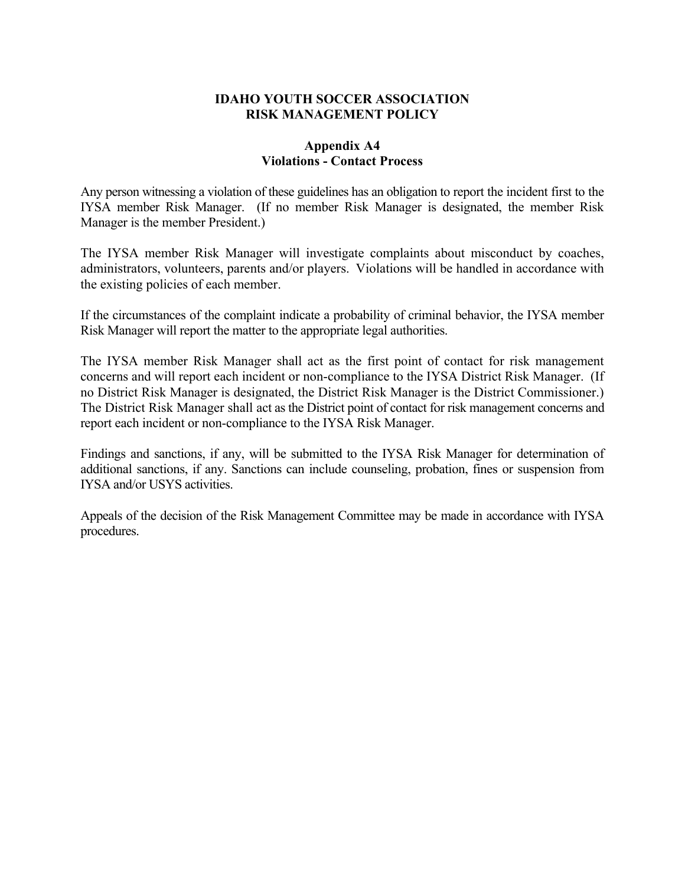# IDAHO YOUTH SOCCER ASSOCIATION
# RISK MANAGEMENT POLICY

## Appendix A4
## Violations - Contact Process

Any person witnessing a violation of these guidelines has an obligation to report the incident first to the IYSA member Risk Manager. (If no member Risk Manager is designated, the member Risk Manager is the member President.)

The IYSA member Risk Manager will investigate complaints about misconduct by coaches, administrators, volunteers, parents and/or players. Violations will be handled in accordance with the existing policies of each member.

If the circumstances of the complaint indicate a probability of criminal behavior, the IYSA member Risk Manager will report the matter to the appropriate legal authorities.

The IYSA member Risk Manager shall act as the first point of contact for risk management concerns and will report each incident or non-compliance to the IYSA District Risk Manager. (If no District Risk Manager is designated, the District Risk Manager is the District Commissioner.) The District Risk Manager shall act as the District point of contact for risk management concerns and report each incident or non-compliance to the IYSA Risk Manager.

Findings and sanctions, if any, will be submitted to the IYSA Risk Manager for determination of additional sanctions, if any. Sanctions can include counseling, probation, fines or suspension from IYSA and/or USYS activities.

Appeals of the decision of the Risk Management Committee may be made in accordance with IYSA procedures.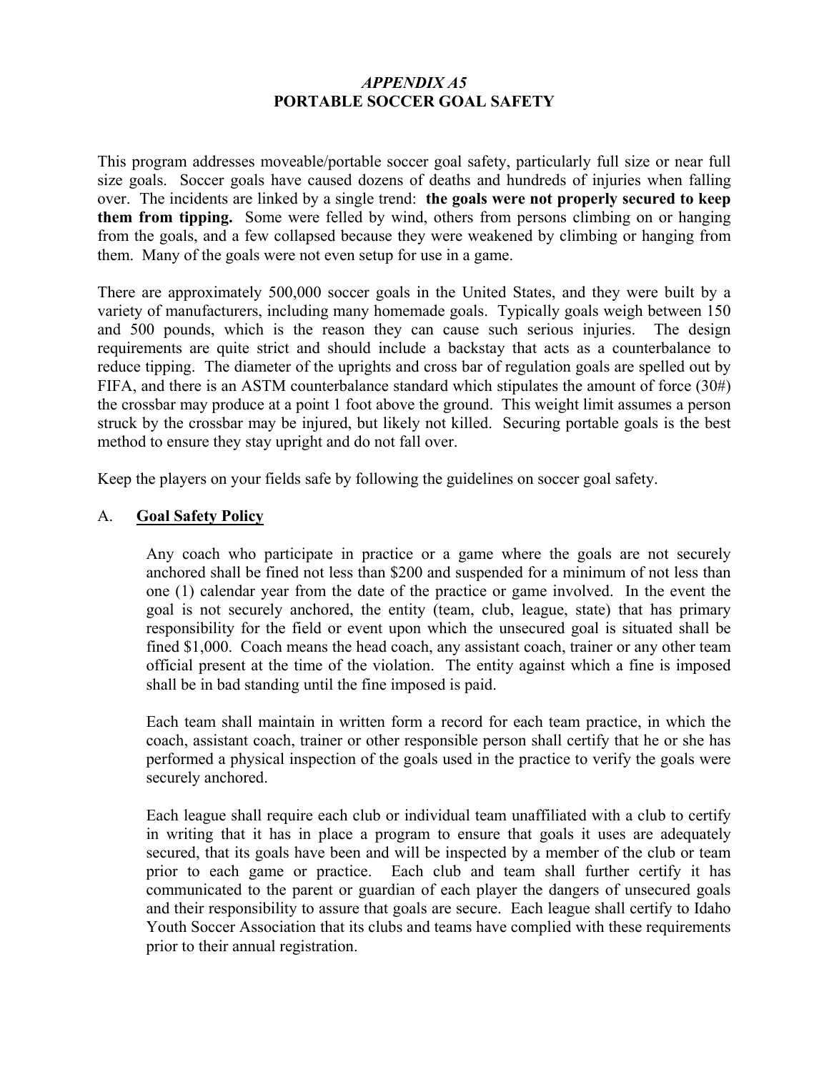### *APPENDIX A5*
### PORTABLE SOCCER GOAL SAFETY

This program addresses moveable/portable soccer goal safety, particularly full size or near full size goals. Soccer goals have caused dozens of deaths and hundreds of injuries when falling over. The incidents are linked by a single trend: **the goals were not properly secured to keep them from tipping.** Some were felled by wind, others from persons climbing on or hanging from the goals, and a few collapsed because they were weakened by climbing or hanging from them. Many of the goals were not even setup for use in a game.

There are approximately 500,000 soccer goals in the United States, and they were built by a variety of manufacturers, including many homemade goals. Typically goals weigh between 150 and 500 pounds, which is the reason they can cause such serious injuries. The design requirements are quite strict and should include a backstay that acts as a counterbalance to reduce tipping. The diameter of the uprights and cross bar of regulation goals are spelled out by FIFA, and there is an ASTM counterbalance standard which stipulates the amount of force (30#) the crossbar may produce at a point 1 foot above the ground. This weight limit assumes a person struck by the crossbar may be injured, but likely not killed. Securing portable goals is the best method to ensure they stay upright and do not fall over.

Keep the players on your fields safe by following the guidelines on soccer goal safety.

A. **<u>Goal Safety Policy</u>**

Any coach who participate in practice or a game where the goals are not securely anchored shall be fined not less than $200 and suspended for a minimum of not less than one (1) calendar year from the date of the practice or game involved. In the event the goal is not securely anchored, the entity (team, club, league, state) that has primary responsibility for the field or event upon which the unsecured goal is situated shall be fined $1,000. Coach means the head coach, any assistant coach, trainer or any other team official present at the time of the violation. The entity against which a fine is imposed shall be in bad standing until the fine imposed is paid.

Each team shall maintain in written form a record for each team practice, in which the coach, assistant coach, trainer or other responsible person shall certify that he or she has performed a physical inspection of the goals used in the practice to verify the goals were securely anchored.

Each league shall require each club or individual team unaffiliated with a club to certify in writing that it has in place a program to ensure that goals it uses are adequately secured, that its goals have been and will be inspected by a member of the club or team prior to each game or practice. Each club and team shall further certify it has communicated to the parent or guardian of each player the dangers of unsecured goals and their responsibility to assure that goals are secure. Each league shall certify to Idaho Youth Soccer Association that its clubs and teams have complied with these requirements prior to their annual registration.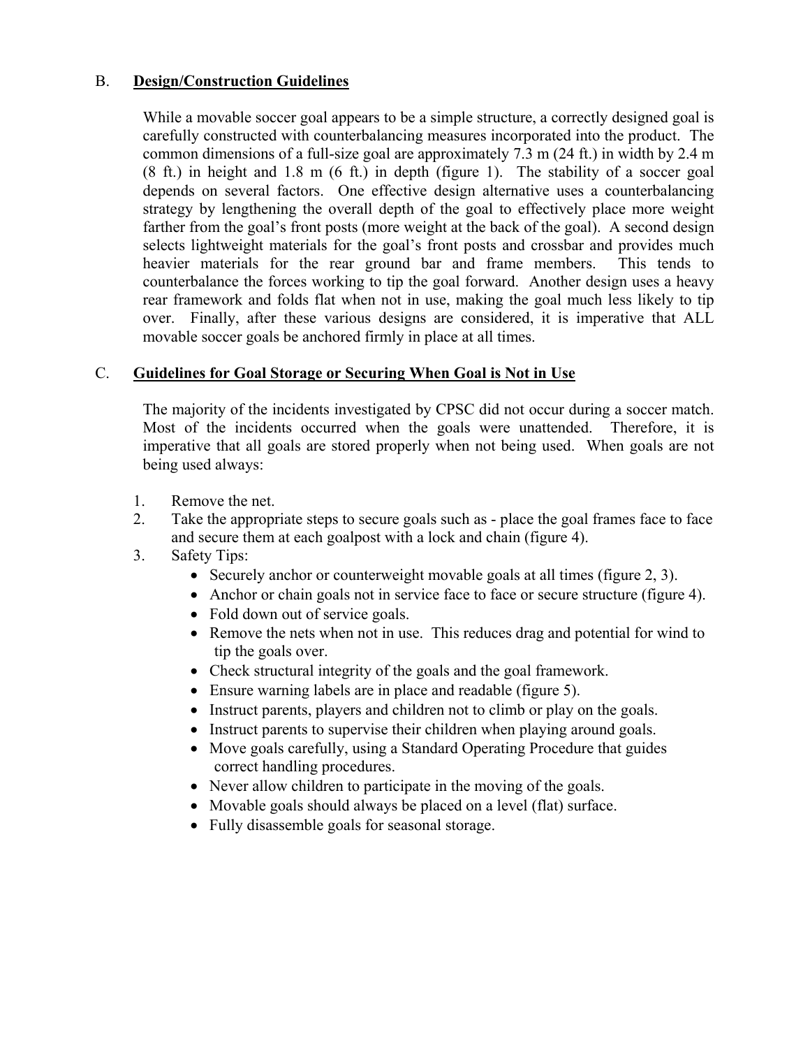## B. Design/Construction Guidelines

While a movable soccer goal appears to be a simple structure, a correctly designed goal is carefully constructed with counterbalancing measures incorporated into the product. The common dimensions of a full-size goal are approximately 7.3 m (24 ft.) in width by 2.4 m (8 ft.) in height and 1.8 m (6 ft.) in depth (figure 1). The stability of a soccer goal depends on several factors. One effective design alternative uses a counterbalancing strategy by lengthening the overall depth of the goal to effectively place more weight farther from the goal's front posts (more weight at the back of the goal). A second design selects lightweight materials for the goal's front posts and crossbar and provides much heavier materials for the rear ground bar and frame members. This tends to counterbalance the forces working to tip the goal forward. Another design uses a heavy rear framework and folds flat when not in use, making the goal much less likely to tip over. Finally, after these various designs are considered, it is imperative that ALL movable soccer goals be anchored firmly in place at all times.

## C. Guidelines for Goal Storage or Securing When Goal is Not in Use

The majority of the incidents investigated by CPSC did not occur during a soccer match. Most of the incidents occurred when the goals were unattended. Therefore, it is imperative that all goals are stored properly when not being used. When goals are not being used always:

1. Remove the net.
2. Take the appropriate steps to secure goals such as - place the goal frames face to face and secure them at each goalpost with a lock and chain (figure 4).
3. Safety Tips:
   - Securely anchor or counterweight movable goals at all times (figure 2, 3).
   - Anchor or chain goals not in service face to face or secure structure (figure 4).
   - Fold down out of service goals.
   - Remove the nets when not in use. This reduces drag and potential for wind to tip the goals over.
   - Check structural integrity of the goals and the goal framework.
   - Ensure warning labels are in place and readable (figure 5).
   - Instruct parents, players and children not to climb or play on the goals.
   - Instruct parents to supervise their children when playing around goals.
   - Move goals carefully, using a Standard Operating Procedure that guides correct handling procedures.
   - Never allow children to participate in the moving of the goals.
   - Movable goals should always be placed on a level (flat) surface.
   - Fully disassemble goals for seasonal storage.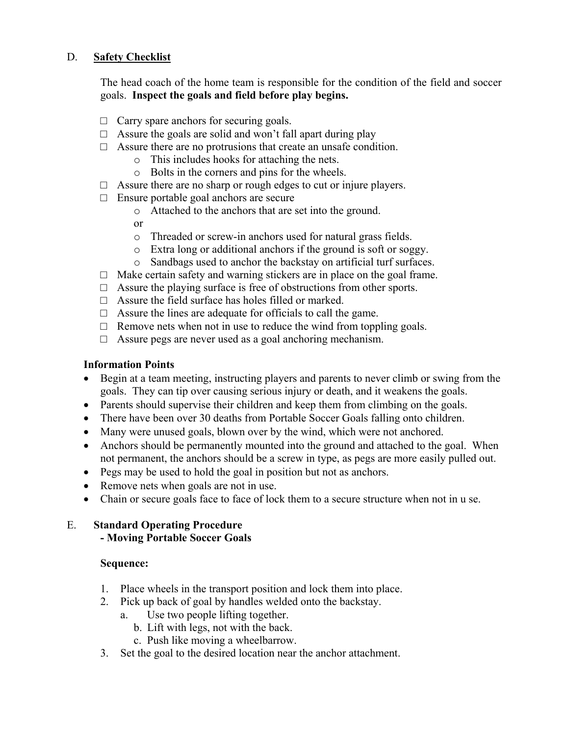## D. Safety Checklist

The head coach of the home team is responsible for the condition of the field and soccer goals. **Inspect the goals and field before play begins.**

- □ Carry spare anchors for securing goals.
- □ Assure the goals are solid and won't fall apart during play
- □ Assure there are no protrusions that create an unsafe condition.
  - o This includes hooks for attaching the nets.
  - o Bolts in the corners and pins for the wheels.
- □ Assure there are no sharp or rough edges to cut or injure players.
- □ Ensure portable goal anchors are secure
  - o Attached to the anchors that are set into the ground.
  
  or
  - o Threaded or screw-in anchors used for natural grass fields.
  - o Extra long or additional anchors if the ground is soft or soggy.
  - o Sandbags used to anchor the backstay on artificial turf surfaces.
- □ Make certain safety and warning stickers are in place on the goal frame.
- □ Assure the playing surface is free of obstructions from other sports.
- □ Assure the field surface has holes filled or marked.
- □ Assure the lines are adequate for officials to call the game.
- □ Remove nets when not in use to reduce the wind from toppling goals.
- □ Assure pegs are never used as a goal anchoring mechanism.

### Information Points

- Begin at a team meeting, instructing players and parents to never climb or swing from the goals. They can tip over causing serious injury or death, and it weakens the goals.
- Parents should supervise their children and keep them from climbing on the goals.
- There have been over 30 deaths from Portable Soccer Goals falling onto children.
- Many were unused goals, blown over by the wind, which were not anchored.
- Anchors should be permanently mounted into the ground and attached to the goal. When not permanent, the anchors should be a screw in type, as pegs are more easily pulled out.
- Pegs may be used to hold the goal in position but not as anchors.
- Remove nets when goals are not in use.
- Chain or secure goals face to face of lock them to a secure structure when not in u se.

## E. Standard Operating Procedure - Moving Portable Soccer Goals

**Sequence:**

1. Place wheels in the transport position and lock them into place.
2. Pick up back of goal by handles welded onto the backstay.
   a. Use two people lifting together.
   b. Lift with legs, not with the back.
   c. Push like moving a wheelbarrow.
3. Set the goal to the desired location near the anchor attachment.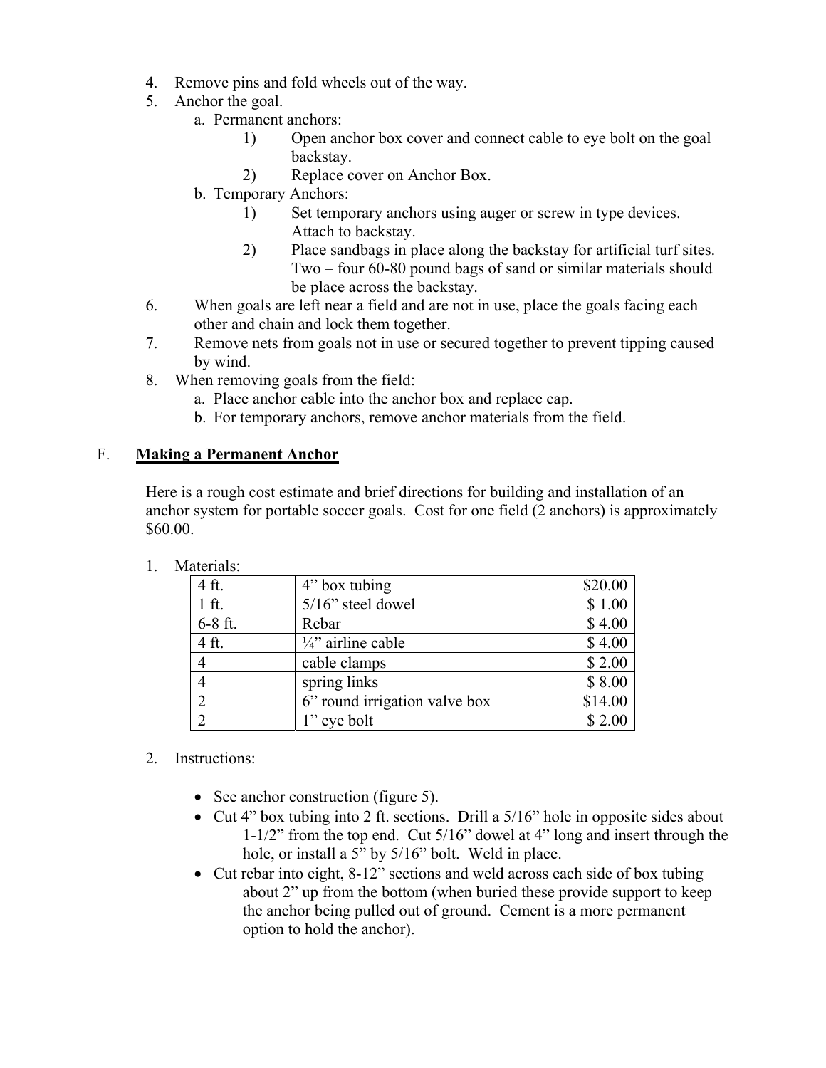4. Remove pins and fold wheels out of the way.
5. Anchor the goal.
   a. Permanent anchors:
      1) Open anchor box cover and connect cable to eye bolt on the goal backstay.
      2) Replace cover on Anchor Box.
   b. Temporary Anchors:
      1) Set temporary anchors using auger or screw in type devices. Attach to backstay.
      2) Place sandbags in place along the backstay for artificial turf sites. Two – four 60-80 pound bags of sand or similar materials should be place across the backstay.
6. When goals are left near a field and are not in use, place the goals facing each other and chain and lock them together.
7. Remove nets from goals not in use or secured together to prevent tipping caused by wind.
8. When removing goals from the field:
   a. Place anchor cable into the anchor box and replace cap.
   b. For temporary anchors, remove anchor materials from the field.

## F. **Making a Permanent Anchor**

Here is a rough cost estimate and brief directions for building and installation of an anchor system for portable soccer goals. Cost for one field (2 anchors) is approximately $60.00.

1. Materials:

| | | |
|---|---|---:|
| 4 ft. | 4" box tubing | $20.00 |
| 1 ft. | 5/16" steel dowel | $ 1.00 |
| 6-8 ft. | Rebar | $ 4.00 |
| 4 ft. | ¼" airline cable | $ 4.00 |
| 4 | cable clamps | $ 2.00 |
| 4 | spring links | $ 8.00 |
| 2 | 6" round irrigation valve box | $14.00 |
| 2 | 1" eye bolt | $ 2.00 |

2. Instructions:

- See anchor construction (figure 5).
- Cut 4" box tubing into 2 ft. sections. Drill a 5/16" hole in opposite sides about 1-1/2" from the top end. Cut 5/16" dowel at 4" long and insert through the hole, or install a 5" by 5/16" bolt. Weld in place.
- Cut rebar into eight, 8-12" sections and weld across each side of box tubing about 2" up from the bottom (when buried these provide support to keep the anchor being pulled out of ground. Cement is a more permanent option to hold the anchor).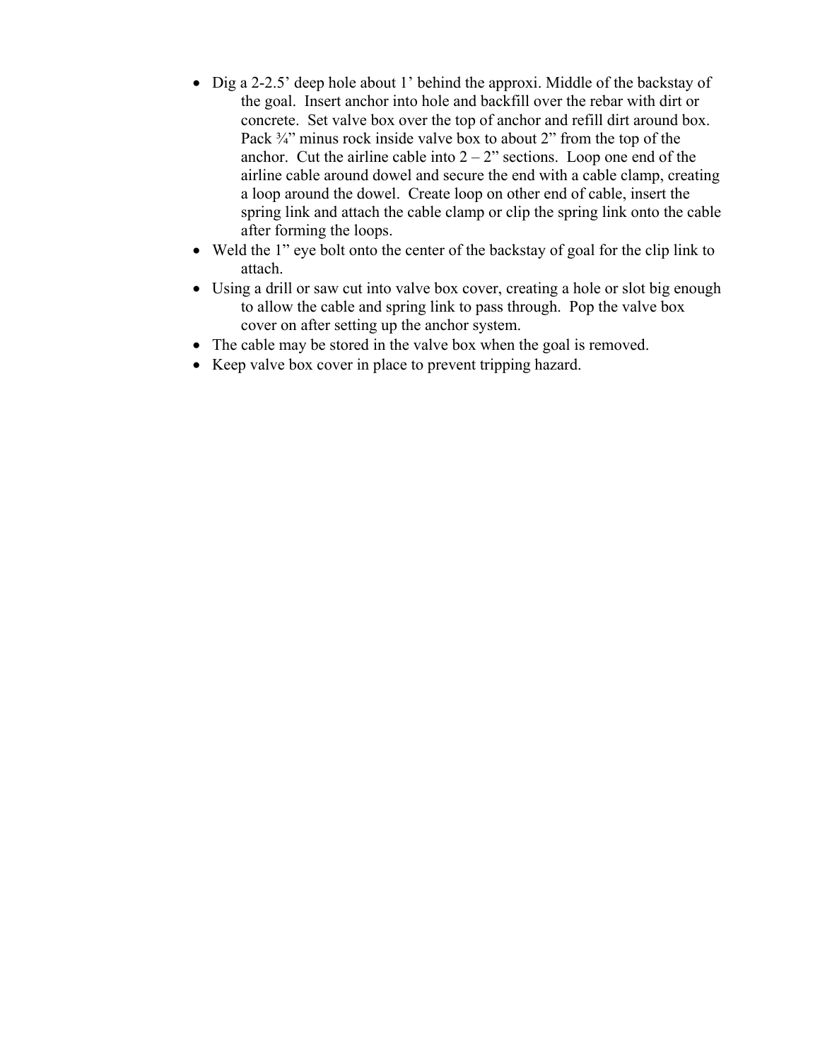- Dig a 2-2.5' deep hole about 1' behind the approxi. Middle of the backstay of the goal. Insert anchor into hole and backfill over the rebar with dirt or concrete. Set valve box over the top of anchor and refill dirt around box. Pack ¾" minus rock inside valve box to about 2" from the top of the anchor. Cut the airline cable into 2 – 2" sections. Loop one end of the airline cable around dowel and secure the end with a cable clamp, creating a loop around the dowel. Create loop on other end of cable, insert the spring link and attach the cable clamp or clip the spring link onto the cable after forming the loops.
- Weld the 1" eye bolt onto the center of the backstay of goal for the clip link to attach.
- Using a drill or saw cut into valve box cover, creating a hole or slot big enough to allow the cable and spring link to pass through. Pop the valve box cover on after setting up the anchor system.
- The cable may be stored in the valve box when the goal is removed.
- Keep valve box cover in place to prevent tripping hazard.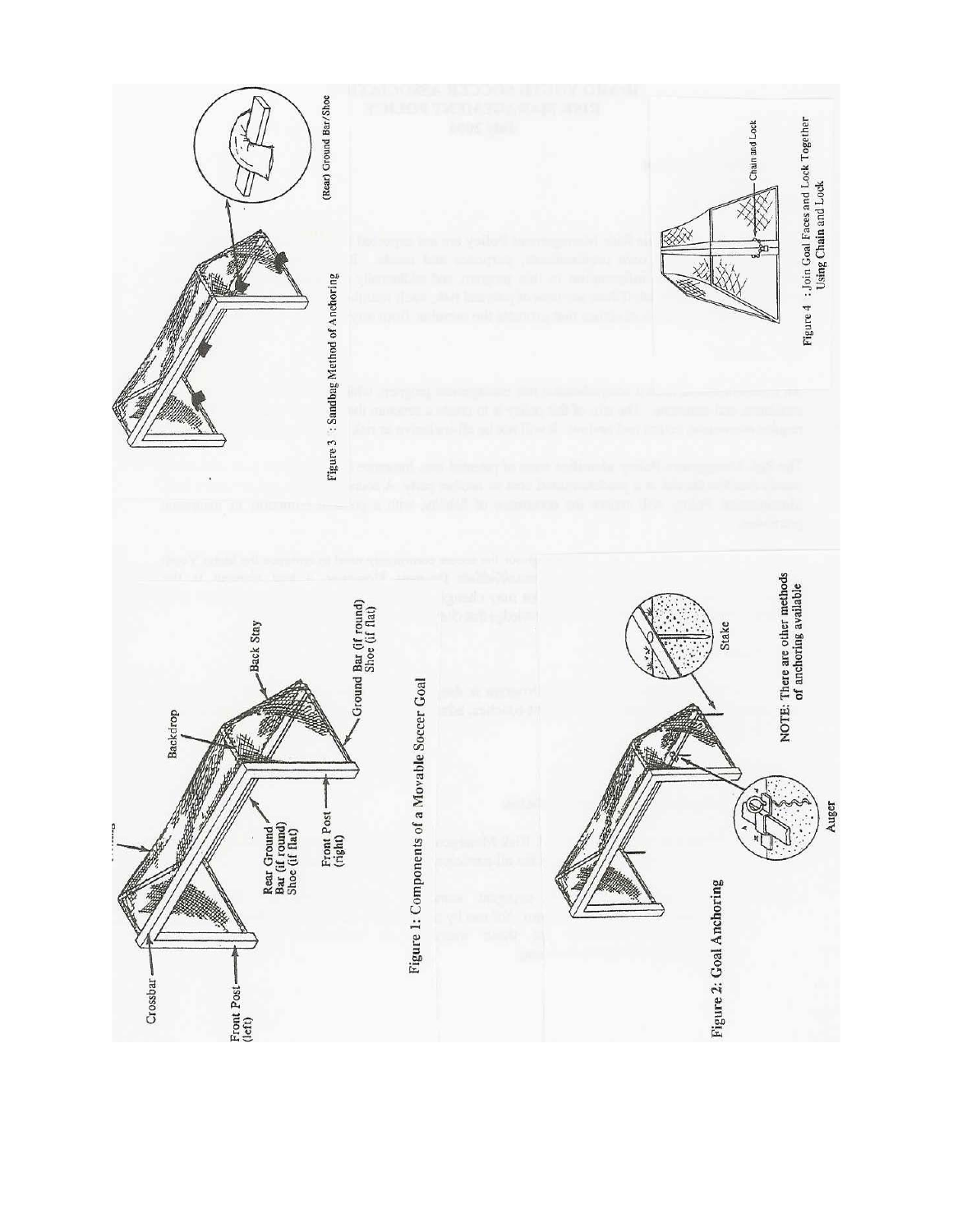Figure 1: Components of a Movable Soccer Goal

Figure 2: Goal Anchoring

NOTE: There are other methods of anchoring available

Figure 3 : Sandbag Method of Anchoring

Figure 4 : Join Goal Faces and Lock Together Using Chain and Lock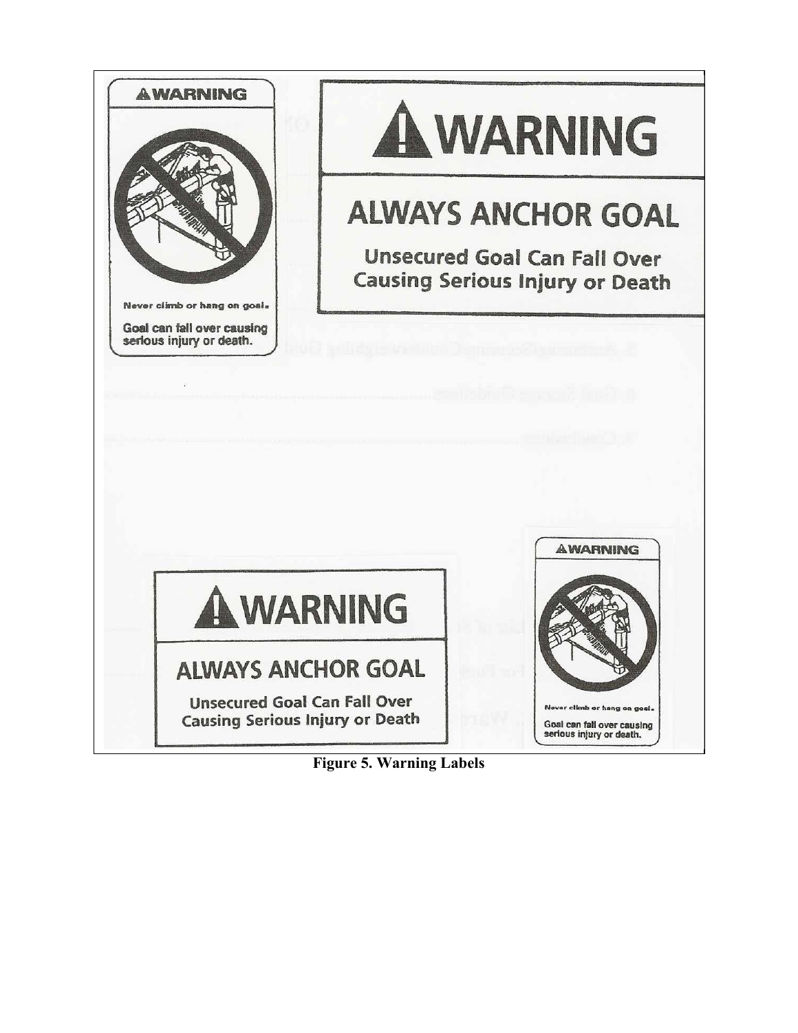**⚠WARNING**

Never climb or hang on goal.

Goal can fall over causing serious injury or death.

**⚠WARNING**

**ALWAYS ANCHOR GOAL**

Unsecured Goal Can Fall Over Causing Serious Injury or Death

**⚠WARNING**

**ALWAYS ANCHOR GOAL**

Unsecured Goal Can Fall Over Causing Serious Injury or Death

**⚠WARNING**

Never climb or hang on goal.

Goal can fall over causing serious injury or death.

**Figure 5. Warning Labels**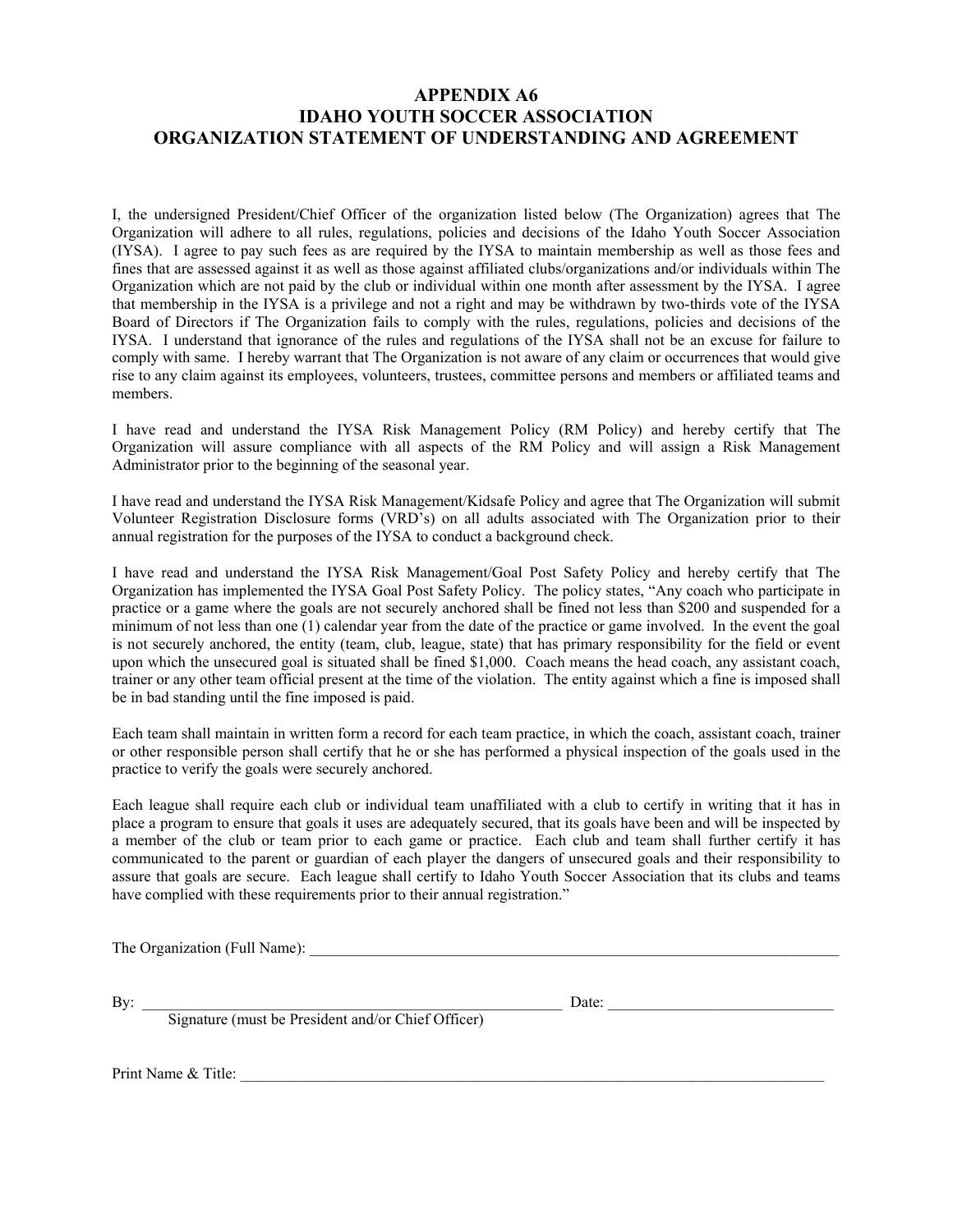# APPENDIX A6
# IDAHO YOUTH SOCCER ASSOCIATION
# ORGANIZATION STATEMENT OF UNDERSTANDING AND AGREEMENT

I, the undersigned President/Chief Officer of the organization listed below (The Organization) agrees that The Organization will adhere to all rules, regulations, policies and decisions of the Idaho Youth Soccer Association (IYSA). I agree to pay such fees as are required by the IYSA to maintain membership as well as those fees and fines that are assessed against it as well as those against affiliated clubs/organizations and/or individuals within The Organization which are not paid by the club or individual within one month after assessment by the IYSA. I agree that membership in the IYSA is a privilege and not a right and may be withdrawn by two-thirds vote of the IYSA Board of Directors if The Organization fails to comply with the rules, regulations, policies and decisions of the IYSA. I understand that ignorance of the rules and regulations of the IYSA shall not be an excuse for failure to comply with same. I hereby warrant that The Organization is not aware of any claim or occurrences that would give rise to any claim against its employees, volunteers, trustees, committee persons and members or affiliated teams and members.

I have read and understand the IYSA Risk Management Policy (RM Policy) and hereby certify that The Organization will assure compliance with all aspects of the RM Policy and will assign a Risk Management Administrator prior to the beginning of the seasonal year.

I have read and understand the IYSA Risk Management/Kidsafe Policy and agree that The Organization will submit Volunteer Registration Disclosure forms (VRD's) on all adults associated with The Organization prior to their annual registration for the purposes of the IYSA to conduct a background check.

I have read and understand the IYSA Risk Management/Goal Post Safety Policy and hereby certify that The Organization has implemented the IYSA Goal Post Safety Policy. The policy states, "Any coach who participate in practice or a game where the goals are not securely anchored shall be fined not less than $200 and suspended for a minimum of not less than one (1) calendar year from the date of the practice or game involved. In the event the goal is not securely anchored, the entity (team, club, league, state) that has primary responsibility for the field or event upon which the unsecured goal is situated shall be fined $1,000. Coach means the head coach, any assistant coach, trainer or any other team official present at the time of the violation. The entity against which a fine is imposed shall be in bad standing until the fine imposed is paid.

Each team shall maintain in written form a record for each team practice, in which the coach, assistant coach, trainer or other responsible person shall certify that he or she has performed a physical inspection of the goals used in the practice to verify the goals were securely anchored.

Each league shall require each club or individual team unaffiliated with a club to certify in writing that it has in place a program to ensure that goals it uses are adequately secured, that its goals have been and will be inspected by a member of the club or team prior to each game or practice. Each club and team shall further certify it has communicated to the parent or guardian of each player the dangers of unsecured goals and their responsibility to assure that goals are secure. Each league shall certify to Idaho Youth Soccer Association that its clubs and teams have complied with these requirements prior to their annual registration."

The Organization (Full Name): ______________________________________________________________

By: ____________________________________________________ Date: ____________________________
Signature (must be President and/or Chief Officer)

Print Name & Title: __________________________________________________________________________